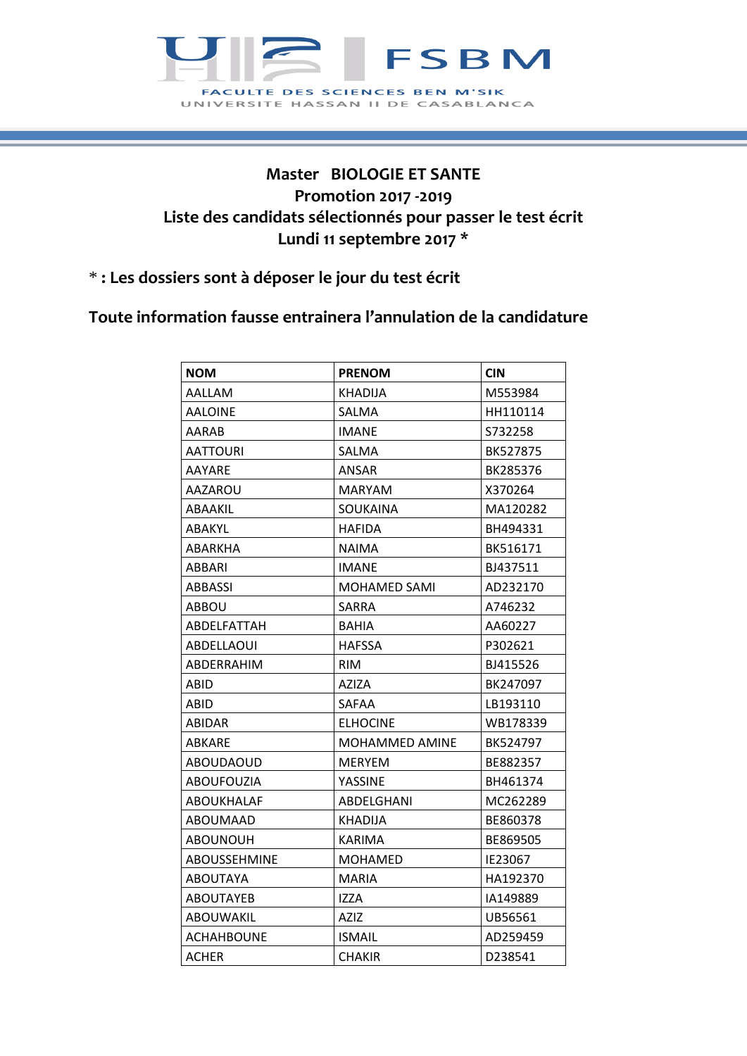FSBM

FACULTE DES SCIENCES BEN M'SIK

UNIVERSITE HASSAN II DE CASABLANCA

# Master BIOLOGIE ET SANTE
## Promotion 2017 -2019
## Liste des candidats sélectionnés pour passer le test écrit
## Lundi 11 septembre 2017 *

**\* : Les dossiers sont à déposer le jour du test écrit**

**Toute information fausse entrainera l'annulation de la candidature**

| NOM | PRENOM | CIN |
|---|---|---|
| AALLAM | KHADIJA | M553984 |
| AALOINE | SALMA | HH110114 |
| AARAB | IMANE | S732258 |
| AATTOURI | SALMA | BK527875 |
| AAYARE | ANSAR | BK285376 |
| AAZAROU | MARYAM | X370264 |
| ABAAKIL | SOUKAINA | MA120282 |
| ABAKYL | HAFIDA | BH494331 |
| ABARKHA | NAIMA | BK516171 |
| ABBARI | IMANE | BJ437511 |
| ABBASSI | MOHAMED SAMI | AD232170 |
| ABBOU | SARRA | A746232 |
| ABDELFATTAH | BAHIA | AA60227 |
| ABDELLAOUI | HAFSSA | P302621 |
| ABDERRAHIM | RIM | BJ415526 |
| ABID | AZIZA | BK247097 |
| ABID | SAFAA | LB193110 |
| ABIDAR | ELHOCINE | WB178339 |
| ABKARE | MOHAMMED AMINE | BK524797 |
| ABOUDAOUD | MERYEM | BE882357 |
| ABOUFOUZIA | YASSINE | BH461374 |
| ABOUKHALAF | ABDELGHANI | MC262289 |
| ABOUMAAD | KHADIJA | BE860378 |
| ABOUNOUH | KARIMA | BE869505 |
| ABOUSSEHMINE | MOHAMED | IE23067 |
| ABOUTAYA | MARIA | HA192370 |
| ABOUTAYEB | IZZA | IA149889 |
| ABOUWAKIL | AZIZ | UB56561 |
| ACHAHBOUNE | ISMAIL | AD259459 |
| ACHER | CHAKIR | D238541 |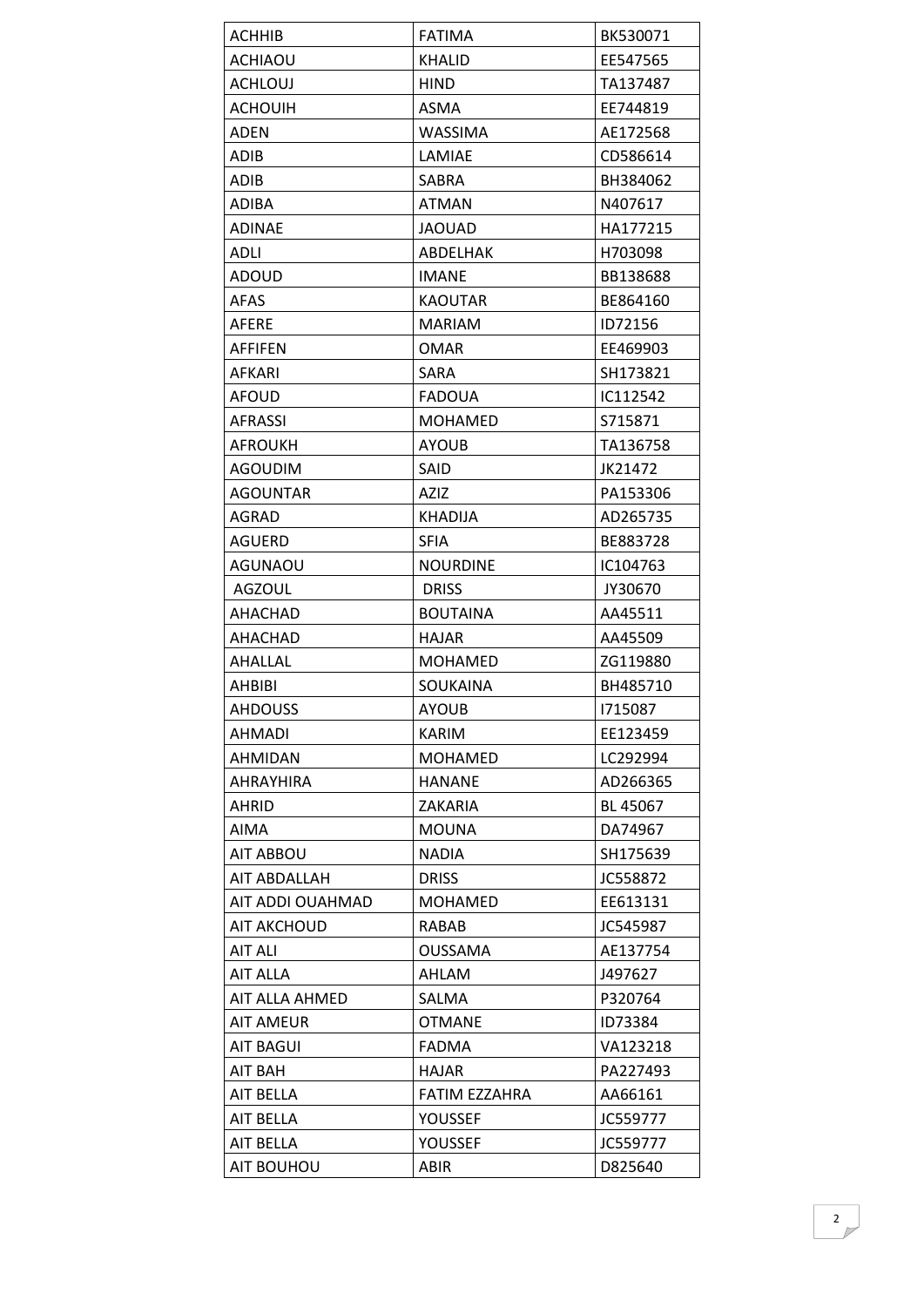| ACHHIB | FATIMA | BK530071 |
|---|---|---|
| ACHIAOU | KHALID | EE547565 |
| ACHLOUJ | HIND | TA137487 |
| ACHOUIH | ASMA | EE744819 |
| ADEN | WASSIMA | AE172568 |
| ADIB | LAMIAE | CD586614 |
| ADIB | SABRA | BH384062 |
| ADIBA | ATMAN | N407617 |
| ADINAE | JAOUAD | HA177215 |
| ADLI | ABDELHAK | H703098 |
| ADOUD | IMANE | BB138688 |
| AFAS | KAOUTAR | BE864160 |
| AFERE | MARIAM | ID72156 |
| AFFIFEN | OMAR | EE469903 |
| AFKARI | SARA | SH173821 |
| AFOUD | FADOUA | IC112542 |
| AFRASSI | MOHAMED | S715871 |
| AFROUKH | AYOUB | TA136758 |
| AGOUDIM | SAID | JK21472 |
| AGOUNTAR | AZIZ | PA153306 |
| AGRAD | KHADIJA | AD265735 |
| AGUERD | SFIA | BE883728 |
| AGUNAOU | NOURDINE | IC104763 |
| AGZOUL | DRISS | JY30670 |
| AHACHAD | BOUTAINA | AA45511 |
| AHACHAD | HAJAR | AA45509 |
| AHALLAL | MOHAMED | ZG119880 |
| AHBIBI | SOUKAINA | BH485710 |
| AHDOUSS | AYOUB | I715087 |
| AHMADI | KARIM | EE123459 |
| AHMIDAN | MOHAMED | LC292994 |
| AHRAYHIRA | HANANE | AD266365 |
| AHRID | ZAKARIA | BL 45067 |
| AIMA | MOUNA | DA74967 |
| AIT ABBOU | NADIA | SH175639 |
| AIT ABDALLAH | DRISS | JC558872 |
| AIT ADDI OUAHMAD | MOHAMED | EE613131 |
| AIT AKCHOUD | RABAB | JC545987 |
| AIT ALI | OUSSAMA | AE137754 |
| AIT ALLA | AHLAM | J497627 |
| AIT ALLA AHMED | SALMA | P320764 |
| AIT AMEUR | OTMANE | ID73384 |
| AIT BAGUI | FADMA | VA123218 |
| AIT BAH | HAJAR | PA227493 |
| AIT BELLA | FATIM EZZAHRA | AA66161 |
| AIT BELLA | YOUSSEF | JC559777 |
| AIT BELLA | YOUSSEF | JC559777 |
| AIT BOUHOU | ABIR | D825640 |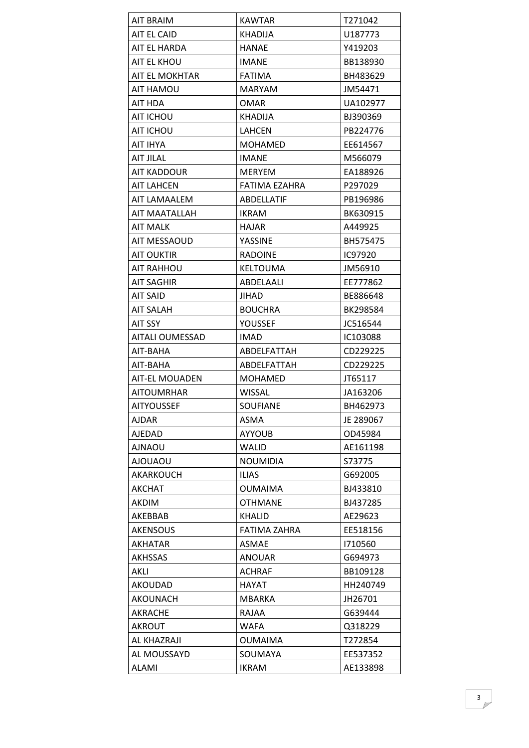| AIT BRAIM | KAWTAR | T271042 |
|---|---|---|
| AIT EL CAID | KHADIJA | U187773 |
| AIT EL HARDA | HANAE | Y419203 |
| AIT EL KHOU | IMANE | BB138930 |
| AIT EL MOKHTAR | FATIMA | BH483629 |
| AIT HAMOU | MARYAM | JM54471 |
| AIT HDA | OMAR | UA102977 |
| AIT ICHOU | KHADIJA | BJ390369 |
| AIT ICHOU | LAHCEN | PB224776 |
| AIT IHYA | MOHAMED | EE614567 |
| AIT JILAL | IMANE | M566079 |
| AIT KADDOUR | MERYEM | EA188926 |
| AIT LAHCEN | FATIMA EZAHRA | P297029 |
| AIT LAMAALEM | ABDELLATIF | PB196986 |
| AIT MAATALLAH | IKRAM | BK630915 |
| AIT MALK | HAJAR | A449925 |
| AIT MESSAOUD | YASSINE | BH575475 |
| AIT OUKTIR | RADOINE | IC97920 |
| AIT RAHHOU | KELTOUMA | JM56910 |
| AIT SAGHIR | ABDELAALI | EE777862 |
| AIT SAID | JIHAD | BE886648 |
| AIT SALAH | BOUCHRA | BK298584 |
| AIT SSY | YOUSSEF | JC516544 |
| AITALI OUMESSAD | IMAD | IC103088 |
| AIT-BAHA | ABDELFATTAH | CD229225 |
| AIT-BAHA | ABDELFATTAH | CD229225 |
| AIT-EL MOUADEN | MOHAMED | JT65117 |
| AITOUMRHAR | WISSAL | JA163206 |
| AITYOUSSEF | SOUFIANE | BH462973 |
| AJDAR | ASMA | JE 289067 |
| AJEDAD | AYYOUB | OD45984 |
| AJNAOU | WALID | AE161198 |
| AJOUAOU | NOUMIDIA | S73775 |
| AKARKOUCH | ILIAS | G692005 |
| AKCHAT | OUMAIMA | BJ433810 |
| AKDIM | OTHMANE | BJ437285 |
| AKEBBAB | KHALID | AE29623 |
| AKENSOUS | FATIMA ZAHRA | EE518156 |
| AKHATAR | ASMAE | I710560 |
| AKHSSAS | ANOUAR | G694973 |
| AKLI | ACHRAF | BB109128 |
| AKOUDAD | HAYAT | HH240749 |
| AKOUNACH | MBARKA | JH26701 |
| AKRACHE | RAJAA | G639444 |
| AKROUT | WAFA | Q318229 |
| AL KHAZRAJI | OUMAIMA | T272854 |
| AL MOUSSAYD | SOUMAYA | EE537352 |
| ALAMI | IKRAM | AE133898 |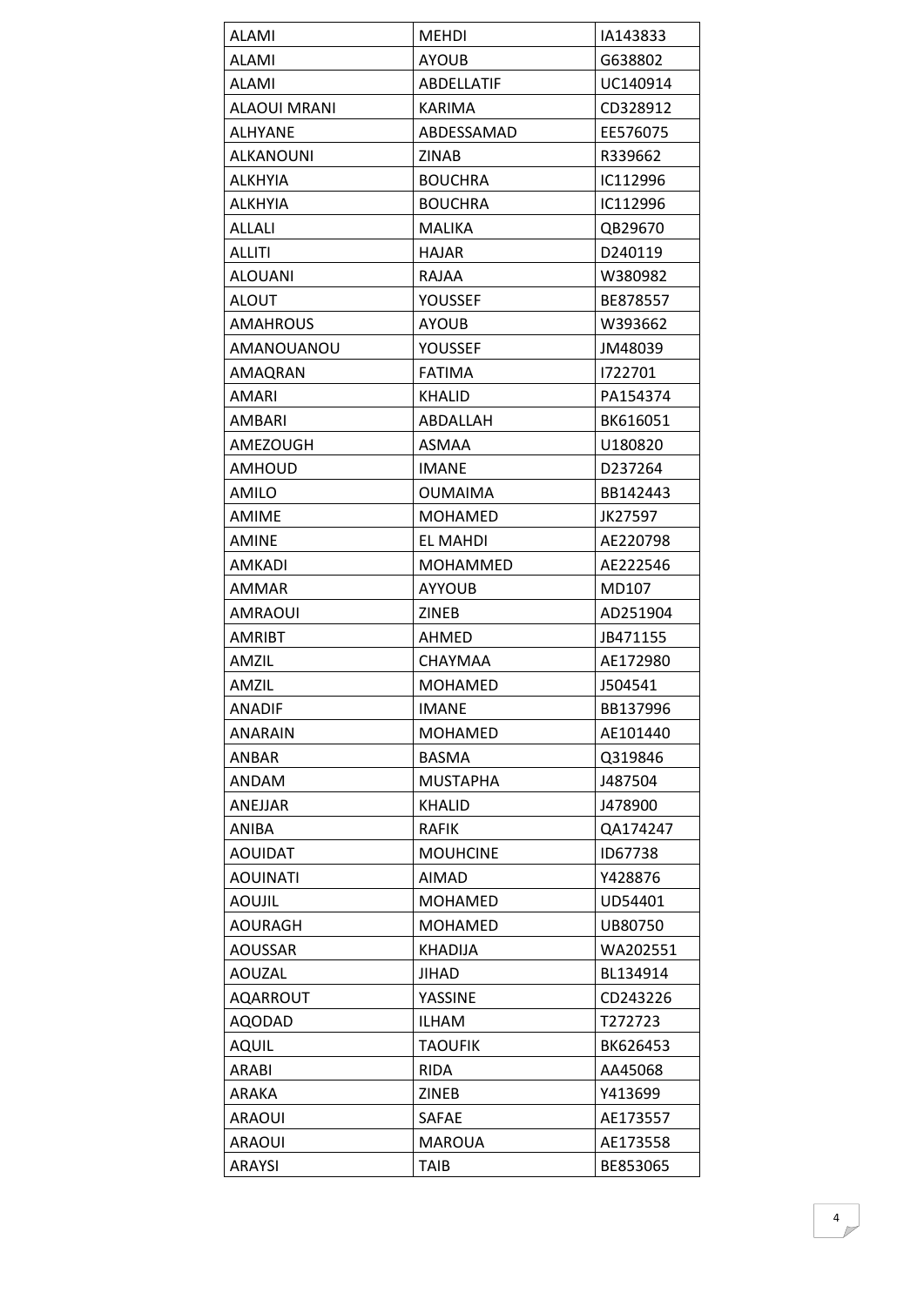| ALAMI | MEHDI | IA143833 |
|---|---|---|
| ALAMI | AYOUB | G638802 |
| ALAMI | ABDELLATIF | UC140914 |
| ALAOUI MRANI | KARIMA | CD328912 |
| ALHYANE | ABDESSAMAD | EE576075 |
| ALKANOUNI | ZINAB | R339662 |
| ALKHYIA | BOUCHRA | IC112996 |
| ALKHYIA | BOUCHRA | IC112996 |
| ALLALI | MALIKA | QB29670 |
| ALLITI | HAJAR | D240119 |
| ALOUANI | RAJAA | W380982 |
| ALOUT | YOUSSEF | BE878557 |
| AMAHROUS | AYOUB | W393662 |
| AMANOUANOU | YOUSSEF | JM48039 |
| AMAQRAN | FATIMA | I722701 |
| AMARI | KHALID | PA154374 |
| AMBARI | ABDALLAH | BK616051 |
| AMEZOUGH | ASMAA | U180820 |
| AMHOUD | IMANE | D237264 |
| AMILO | OUMAIMA | BB142443 |
| AMIME | MOHAMED | JK27597 |
| AMINE | EL MAHDI | AE220798 |
| AMKADI | MOHAMMED | AE222546 |
| AMMAR | AYYOUB | MD107 |
| AMRAOUI | ZINEB | AD251904 |
| AMRIBT | AHMED | JB471155 |
| AMZIL | CHAYMAA | AE172980 |
| AMZIL | MOHAMED | J504541 |
| ANADIF | IMANE | BB137996 |
| ANARAIN | MOHAMED | AE101440 |
| ANBAR | BASMA | Q319846 |
| ANDAM | MUSTAPHA | J487504 |
| ANEJJAR | KHALID | J478900 |
| ANIBA | RAFIK | QA174247 |
| AOUIDAT | MOUHCINE | ID67738 |
| AOUINATI | AIMAD | Y428876 |
| AOUJIL | MOHAMED | UD54401 |
| AOURAGH | MOHAMED | UB80750 |
| AOUSSAR | KHADIJA | WA202551 |
| AOUZAL | JIHAD | BL134914 |
| AQARROUT | YASSINE | CD243226 |
| AQODAD | ILHAM | T272723 |
| AQUIL | TAOUFIK | BK626453 |
| ARABI | RIDA | AA45068 |
| ARAKA | ZINEB | Y413699 |
| ARAOUI | SAFAE | AE173557 |
| ARAOUI | MAROUA | AE173558 |
| ARAYSI | TAIB | BE853065 |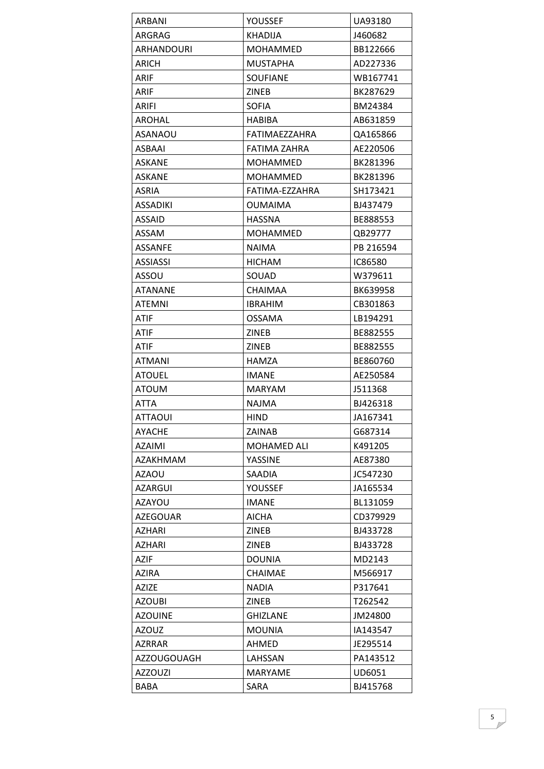| ARBANI | YOUSSEF | UA93180 |
|---|---|---|
| ARGRAG | KHADIJA | J460682 |
| ARHANDOURI | MOHAMMED | BB122666 |
| ARICH | MUSTAPHA | AD227336 |
| ARIF | SOUFIANE | WB167741 |
| ARIF | ZINEB | BK287629 |
| ARIFI | SOFIA | BM24384 |
| AROHAL | HABIBA | AB631859 |
| ASANAOU | FATIMAEZZAHRA | QA165866 |
| ASBAAI | FATIMA ZAHRA | AE220506 |
| ASKANE | MOHAMMED | BK281396 |
| ASKANE | MOHAMMED | BK281396 |
| ASRIA | FATIMA-EZZAHRA | SH173421 |
| ASSADIKI | OUMAIMA | BJ437479 |
| ASSAID | HASSNA | BE888553 |
| ASSAM | MOHAMMED | QB29777 |
| ASSANFE | NAIMA | PB 216594 |
| ASSIASSI | HICHAM | IC86580 |
| ASSOU | SOUAD | W379611 |
| ATANANE | CHAIMAA | BK639958 |
| ATEMNI | IBRAHIM | CB301863 |
| ATIF | OSSAMA | LB194291 |
| ATIF | ZINEB | BE882555 |
| ATIF | ZINEB | BE882555 |
| ATMANI | HAMZA | BE860760 |
| ATOUEL | IMANE | AE250584 |
| ATOUM | MARYAM | J511368 |
| ATTA | NAJMA | BJ426318 |
| ATTAOUI | HIND | JA167341 |
| AYACHE | ZAINAB | G687314 |
| AZAIMI | MOHAMED ALI | K491205 |
| AZAKHMAM | YASSINE | AE87380 |
| AZAOU | SAADIA | JC547230 |
| AZARGUI | YOUSSEF | JA165534 |
| AZAYOU | IMANE | BL131059 |
| AZEGOUAR | AICHA | CD379929 |
| AZHARI | ZINEB | BJ433728 |
| AZHARI | ZINEB | BJ433728 |
| AZIF | DOUNIA | MD2143 |
| AZIRA | CHAIMAE | M566917 |
| AZIZE | NADIA | P317641 |
| AZOUBI | ZINEB | T262542 |
| AZOUINE | GHIZLANE | JM24800 |
| AZOUZ | MOUNIA | IA143547 |
| AZRRAR | AHMED | JE295514 |
| AZZOUGOUAGH | LAHSSAN | PA143512 |
| AZZOUZI | MARYAME | UD6051 |
| BABA | SARA | BJ415768 |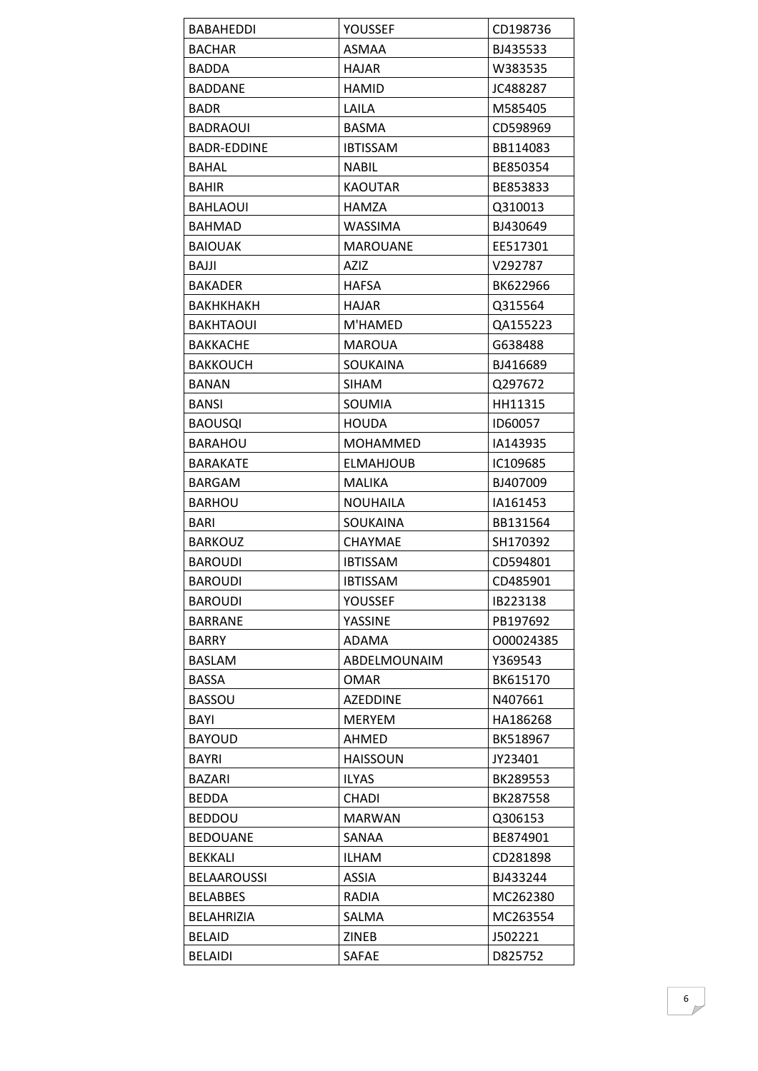| BABAHEDDI | YOUSSEF | CD198736 |
|---|---|---|
| BACHAR | ASMAA | BJ435533 |
| BADDA | HAJAR | W383535 |
| BADDANE | HAMID | JC488287 |
| BADR | LAILA | M585405 |
| BADRAOUI | BASMA | CD598969 |
| BADR-EDDINE | IBTISSAM | BB114083 |
| BAHAL | NABIL | BE850354 |
| BAHIR | KAOUTAR | BE853833 |
| BAHLAOUI | HAMZA | Q310013 |
| BAHMAD | WASSIMA | BJ430649 |
| BAIOUAK | MAROUANE | EE517301 |
| BAJJI | AZIZ | V292787 |
| BAKADER | HAFSA | BK622966 |
| BAKHKHAKH | HAJAR | Q315564 |
| BAKHTAOUI | M'HAMED | QA155223 |
| BAKKACHE | MAROUA | G638488 |
| BAKKOUCH | SOUKAINA | BJ416689 |
| BANAN | SIHAM | Q297672 |
| BANSI | SOUMIA | HH11315 |
| BAOUSQI | HOUDA | ID60057 |
| BARAHOU | MOHAMMED | IA143935 |
| BARAKATE | ELMAHJOUB | IC109685 |
| BARGAM | MALIKA | BJ407009 |
| BARHOU | NOUHAILA | IA161453 |
| BARI | SOUKAINA | BB131564 |
| BARKOUZ | CHAYMAE | SH170392 |
| BAROUDI | IBTISSAM | CD594801 |
| BAROUDI | IBTISSAM | CD485901 |
| BAROUDI | YOUSSEF | IB223138 |
| BARRANE | YASSINE | PB197692 |
| BARRY | ADAMA | O00024385 |
| BASLAM | ABDELMOUNAIM | Y369543 |
| BASSA | OMAR | BK615170 |
| BASSOU | AZEDDINE | N407661 |
| BAYI | MERYEM | HA186268 |
| BAYOUD | AHMED | BK518967 |
| BAYRI | HAISSOUN | JY23401 |
| BAZARI | ILYAS | BK289553 |
| BEDDA | CHADI | BK287558 |
| BEDDOU | MARWAN | Q306153 |
| BEDOUANE | SANAA | BE874901 |
| BEKKALI | ILHAM | CD281898 |
| BELAAROUSSI | ASSIA | BJ433244 |
| BELABBES | RADIA | MC262380 |
| BELAHRIZIA | SALMA | MC263554 |
| BELAID | ZINEB | J502221 |
| BELAIDI | SAFAE | D825752 |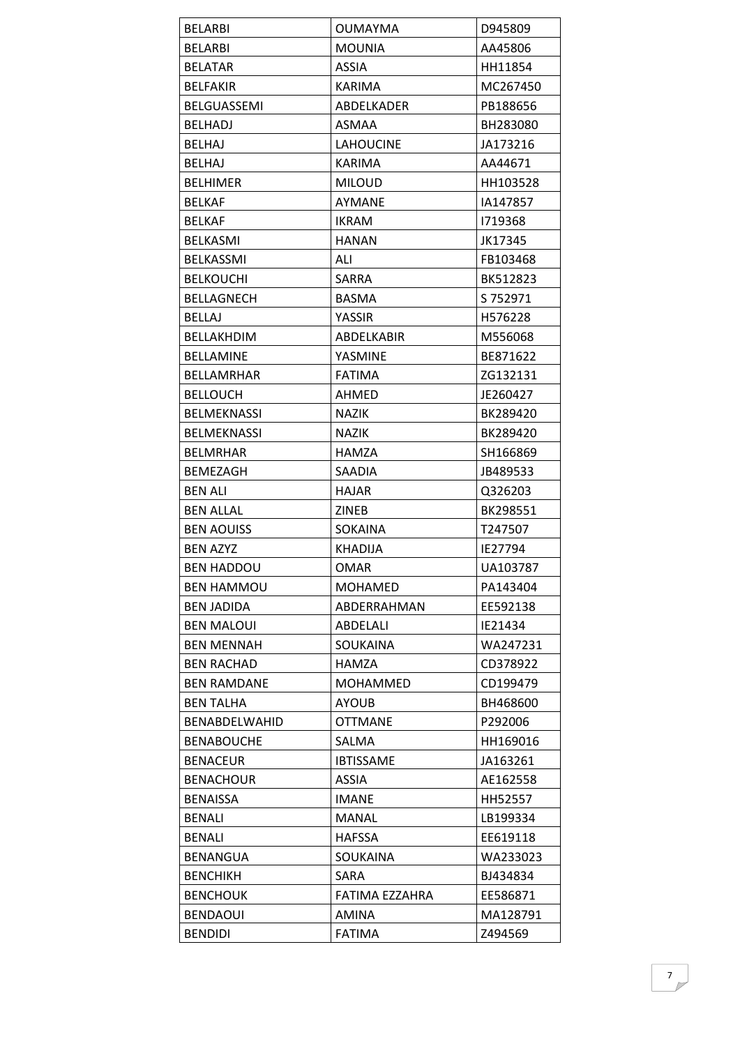| BELARBI | OUMAYMA | D945809 |
|---|---|---|
| BELARBI | MOUNIA | AA45806 |
| BELATAR | ASSIA | HH11854 |
| BELFAKIR | KARIMA | MC267450 |
| BELGUASSEMI | ABDELKADER | PB188656 |
| BELHADJ | ASMAA | BH283080 |
| BELHAJ | LAHOUCINE | JA173216 |
| BELHAJ | KARIMA | AA44671 |
| BELHIMER | MILOUD | HH103528 |
| BELKAF | AYMANE | IA147857 |
| BELKAF | IKRAM | I719368 |
| BELKASMI | HANAN | JK17345 |
| BELKASSMI | ALI | FB103468 |
| BELKOUCHI | SARRA | BK512823 |
| BELLAGNECH | BASMA | S 752971 |
| BELLAJ | YASSIR | H576228 |
| BELLAKHDIM | ABDELKABIR | M556068 |
| BELLAMINE | YASMINE | BE871622 |
| BELLAMRHAR | FATIMA | ZG132131 |
| BELLOUCH | AHMED | JE260427 |
| BELMEKNASSI | NAZIK | BK289420 |
| BELMEKNASSI | NAZIK | BK289420 |
| BELMRHAR | HAMZA | SH166869 |
| BEMEZAGH | SAADIA | JB489533 |
| BEN ALI | HAJAR | Q326203 |
| BEN ALLAL | ZINEB | BK298551 |
| BEN AOUISS | SOKAINA | T247507 |
| BEN AZYZ | KHADIJA | IE27794 |
| BEN HADDOU | OMAR | UA103787 |
| BEN HAMMOU | MOHAMED | PA143404 |
| BEN JADIDA | ABDERRAHMAN | EE592138 |
| BEN MALOUI | ABDELALI | IE21434 |
| BEN MENNAH | SOUKAINA | WA247231 |
| BEN RACHAD | HAMZA | CD378922 |
| BEN RAMDANE | MOHAMMED | CD199479 |
| BEN TALHA | AYOUB | BH468600 |
| BENABDELWAHID | OTTMANE | P292006 |
| BENABOUCHE | SALMA | HH169016 |
| BENACEUR | IBTISSAME | JA163261 |
| BENACHOUR | ASSIA | AE162558 |
| BENAISSA | IMANE | HH52557 |
| BENALI | MANAL | LB199334 |
| BENALI | HAFSSA | EE619118 |
| BENANGUA | SOUKAINA | WA233023 |
| BENCHIKH | SARA | BJ434834 |
| BENCHOUK | FATIMA EZZAHRA | EE586871 |
| BENDAOUI | AMINA | MA128791 |
| BENDIDI | FATIMA | Z494569 |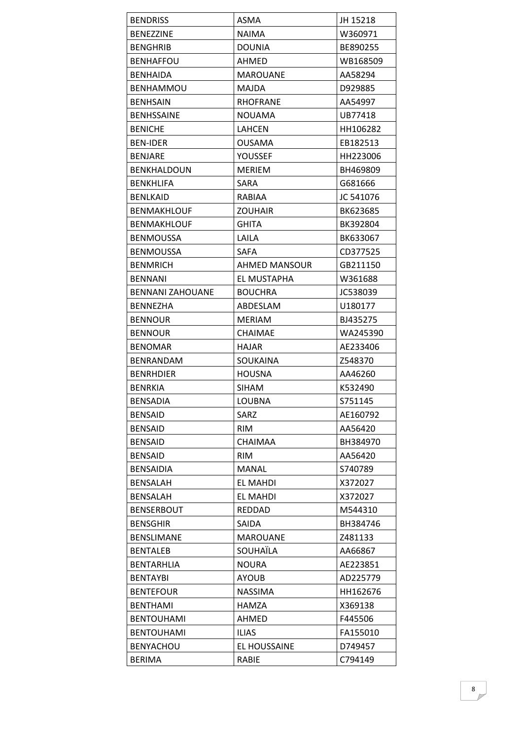| BENDRISS | ASMA | JH 15218 |
|---|---|---|
| BENEZZINE | NAIMA | W360971 |
| BENGHRIB | DOUNIA | BE890255 |
| BENHAFFOU | AHMED | WB168509 |
| BENHAIDA | MAROUANE | AA58294 |
| BENHAMMOU | MAJDA | D929885 |
| BENHSAIN | RHOFRANE | AA54997 |
| BENHSSAINE | NOUAMA | UB77418 |
| BENICHE | LAHCEN | HH106282 |
| BEN-IDER | OUSAMA | EB182513 |
| BENJARE | YOUSSEF | HH223006 |
| BENKHALDOUN | MERIEM | BH469809 |
| BENKHLIFA | SARA | G681666 |
| BENLKAID | RABIAA | JC 541076 |
| BENMAKHLOUF | ZOUHAIR | BK623685 |
| BENMAKHLOUF | GHITA | BK392804 |
| BENMOUSSA | LAILA | BK633067 |
| BENMOUSSA | SAFA | CD377525 |
| BENMRICH | AHMED MANSOUR | GB211150 |
| BENNANI | EL MUSTAPHA | W361688 |
| BENNANI ZAHOUANE | BOUCHRA | JC538039 |
| BENNEZHA | ABDESLAM | U180177 |
| BENNOUR | MERIAM | BJ435275 |
| BENNOUR | CHAIMAE | WA245390 |
| BENOMAR | HAJAR | AE233406 |
| BENRANDAM | SOUKAINA | Z548370 |
| BENRHDIER | HOUSNA | AA46260 |
| BENRKIA | SIHAM | K532490 |
| BENSADIA | LOUBNA | S751145 |
| BENSAID | SARZ | AE160792 |
| BENSAID | RIM | AA56420 |
| BENSAID | CHAIMAA | BH384970 |
| BENSAID | RIM | AA56420 |
| BENSAIDIA | MANAL | S740789 |
| BENSALAH | EL MAHDI | X372027 |
| BENSALAH | EL MAHDI | X372027 |
| BENSERBOUT | REDDAD | M544310 |
| BENSGHIR | SAIDA | BH384746 |
| BENSLIMANE | MAROUANE | Z481133 |
| BENTALEB | SOUHAÏLA | AA66867 |
| BENTARHLIA | NOURA | AE223851 |
| BENTAYBI | AYOUB | AD225779 |
| BENTEFOUR | NASSIMA | HH162676 |
| BENTHAMI | HAMZA | X369138 |
| BENTOUHAMI | AHMED | F445506 |
| BENTOUHAMI | ILIAS | FA155010 |
| BENYACHOU | EL HOUSSAINE | D749457 |
| BERIMA | RABIE | C794149 |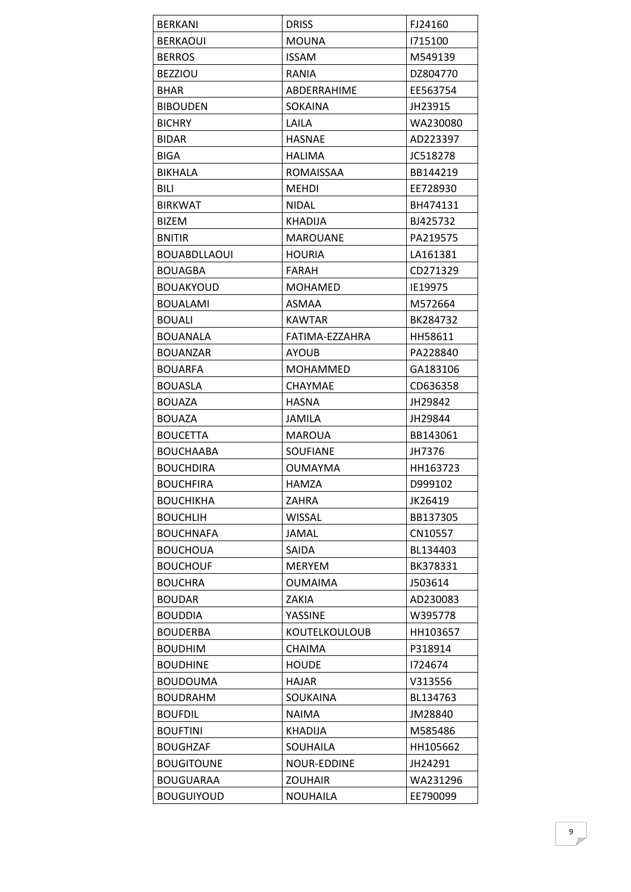| BERKANI | DRISS | FJ24160 |
|---|---|---|
| BERKAOUI | MOUNA | I715100 |
| BERROS | ISSAM | M549139 |
| BEZZIOU | RANIA | DZ804770 |
| BHAR | ABDERRAHIME | EE563754 |
| BIBOUDEN | SOKAINA | JH23915 |
| BICHRY | LAILA | WA230080 |
| BIDAR | HASNAE | AD223397 |
| BIGA | HALIMA | JC518278 |
| BIKHALA | ROMAISSAA | BB144219 |
| BILI | MEHDI | EE728930 |
| BIRKWAT | NIDAL | BH474131 |
| BIZEM | KHADIJA | BJ425732 |
| BNITIR | MAROUANE | PA219575 |
| BOUABDLLAOUI | HOURIA | LA161381 |
| BOUAGBA | FARAH | CD271329 |
| BOUAKYOUD | MOHAMED | IE19975 |
| BOUALAMI | ASMAA | M572664 |
| BOUALI | KAWTAR | BK284732 |
| BOUANALA | FATIMA-EZZAHRA | HH58611 |
| BOUANZAR | AYOUB | PA228840 |
| BOUARFA | MOHAMMED | GA183106 |
| BOUASLA | CHAYMAE | CD636358 |
| BOUAZA | HASNA | JH29842 |
| BOUAZA | JAMILA | JH29844 |
| BOUCETTA | MAROUA | BB143061 |
| BOUCHAABA | SOUFIANE | JH7376 |
| BOUCHDIRA | OUMAYMA | HH163723 |
| BOUCHFIRA | HAMZA | D999102 |
| BOUCHIKHA | ZAHRA | JK26419 |
| BOUCHLIH | WISSAL | BB137305 |
| BOUCHNAFA | JAMAL | CN10557 |
| BOUCHOUA | SAIDA | BL134403 |
| BOUCHOUF | MERYEM | BK378331 |
| BOUCHRA | OUMAIMA | J503614 |
| BOUDAR | ZAKIA | AD230083 |
| BOUDDIA | YASSINE | W395778 |
| BOUDERBA | KOUTELKOULOUB | HH103657 |
| BOUDHIM | CHAIMA | P318914 |
| BOUDHINE | HOUDE | I724674 |
| BOUDOUMA | HAJAR | V313556 |
| BOUDRAHM | SOUKAINA | BL134763 |
| BOUFDIL | NAIMA | JM28840 |
| BOUFTINI | KHADIJA | M585486 |
| BOUGHZAF | SOUHAILA | HH105662 |
| BOUGITOUNE | NOUR-EDDINE | JH24291 |
| BOUGUARAA | ZOUHAIR | WA231296 |
| BOUGUIYOUD | NOUHAILA | EE790099 |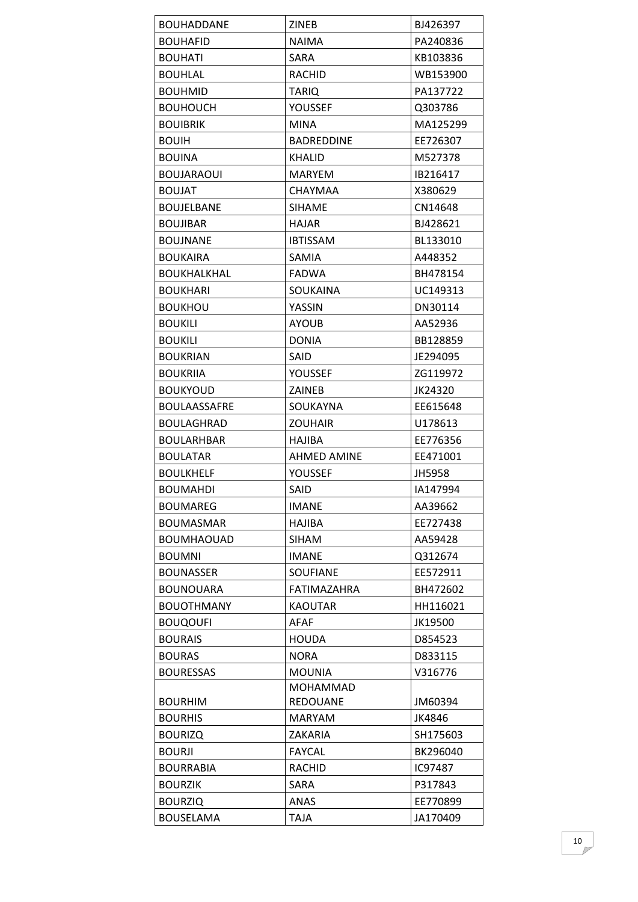| BOUHADDANE | ZINEB | BJ426397 |
|---|---|---|
| BOUHAFID | NAIMA | PA240836 |
| BOUHATI | SARA | KB103836 |
| BOUHLAL | RACHID | WB153900 |
| BOUHMID | TARIQ | PA137722 |
| BOUHOUCH | YOUSSEF | Q303786 |
| BOUIBRIK | MINA | MA125299 |
| BOUIH | BADREDDINE | EE726307 |
| BOUINA | KHALID | M527378 |
| BOUJARAOUI | MARYEM | IB216417 |
| BOUJAT | CHAYMAA | X380629 |
| BOUJELBANE | SIHAME | CN14648 |
| BOUJIBAR | HAJAR | BJ428621 |
| BOUJNANE | IBTISSAM | BL133010 |
| BOUKAIRA | SAMIA | A448352 |
| BOUKHALKHAL | FADWA | BH478154 |
| BOUKHARI | SOUKAINA | UC149313 |
| BOUKHOU | YASSIN | DN30114 |
| BOUKILI | AYOUB | AA52936 |
| BOUKILI | DONIA | BB128859 |
| BOUKRIAN | SAID | JE294095 |
| BOUKRIIA | YOUSSEF | ZG119972 |
| BOUKYOUD | ZAINEB | JK24320 |
| BOULAASSAFRE | SOUKAYNA | EE615648 |
| BOULAGHRAD | ZOUHAIR | U178613 |
| BOULARHBAR | HAJIBA | EE776356 |
| BOULATAR | AHMED AMINE | EE471001 |
| BOULKHELF | YOUSSEF | JH5958 |
| BOUMAHDI | SAID | IA147994 |
| BOUMAREG | IMANE | AA39662 |
| BOUMASMAR | HAJIBA | EE727438 |
| BOUMHAOUAD | SIHAM | AA59428 |
| BOUMNI | IMANE | Q312674 |
| BOUNASSER | SOUFIANE | EE572911 |
| BOUNOUARA | FATIMAZAHRA | BH472602 |
| BOUOTHMANY | KAOUTAR | HH116021 |
| BOUQOUFI | AFAF | JK19500 |
| BOURAIS | HOUDA | D854523 |
| BOURAS | NORA | D833115 |
| BOURESSAS | MOUNIA | V316776 |
| BOURHIM | MOHAMMAD REDOUANE | JM60394 |
| BOURHIS | MARYAM | JK4846 |
| BOURIZQ | ZAKARIA | SH175603 |
| BOURJI | FAYCAL | BK296040 |
| BOURRABIA | RACHID | IC97487 |
| BOURZIK | SARA | P317843 |
| BOURZIQ | ANAS | EE770899 |
| BOUSELAMA | TAJA | JA170409 |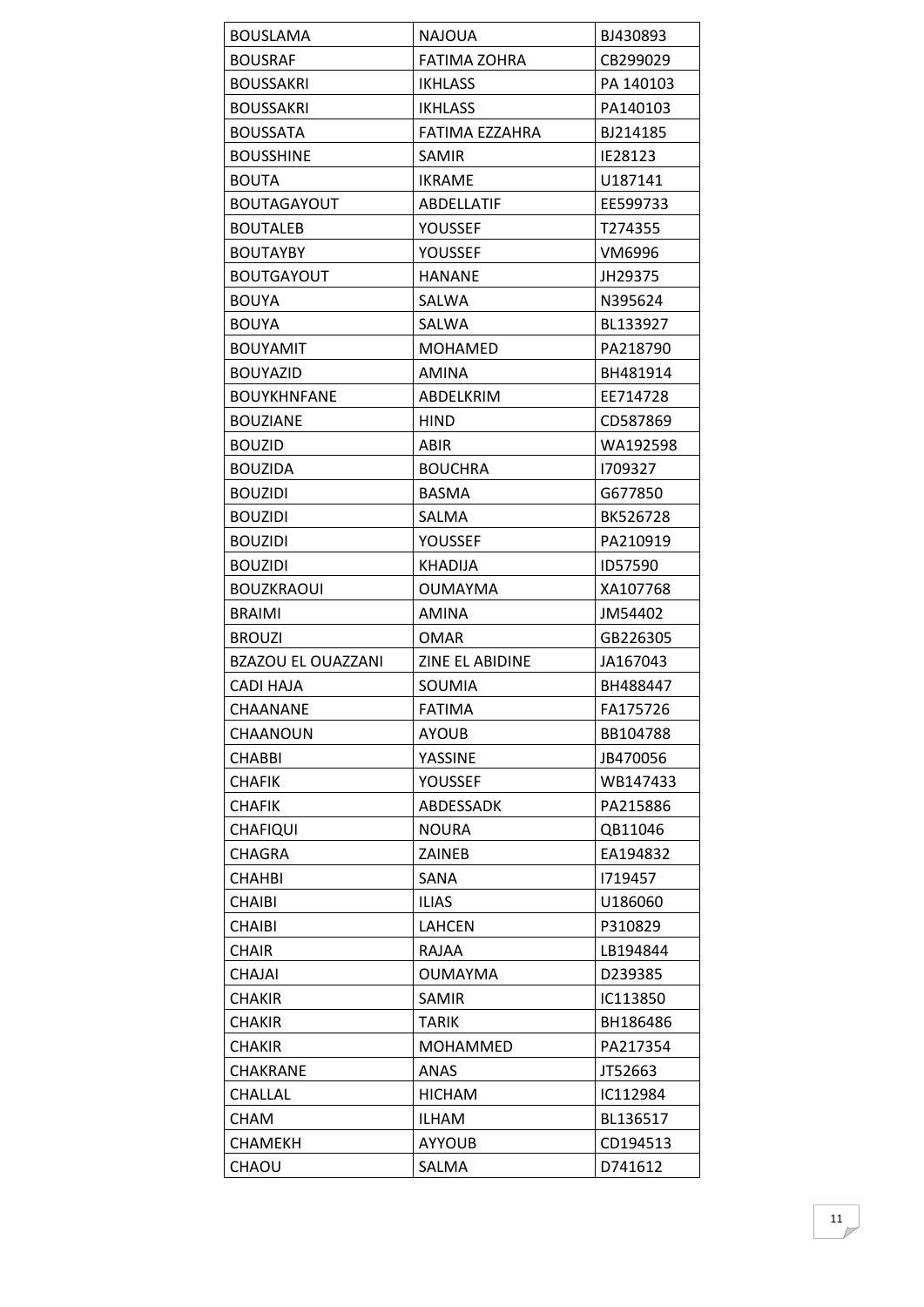| BOUSLAMA | NAJOUA | BJ430893 |
|---|---|---|
| BOUSRAF | FATIMA ZOHRA | CB299029 |
| BOUSSAKRI | IKHLASS | PA 140103 |
| BOUSSAKRI | IKHLASS | PA140103 |
| BOUSSATA | FATIMA EZZAHRA | BJ214185 |
| BOUSSHINE | SAMIR | IE28123 |
| BOUTA | IKRAME | U187141 |
| BOUTAGAYOUT | ABDELLATIF | EE599733 |
| BOUTALEB | YOUSSEF | T274355 |
| BOUTAYBY | YOUSSEF | VM6996 |
| BOUTGAYOUT | HANANE | JH29375 |
| BOUYA | SALWA | N395624 |
| BOUYA | SALWA | BL133927 |
| BOUYAMIT | MOHAMED | PA218790 |
| BOUYAZID | AMINA | BH481914 |
| BOUYKHNFANE | ABDELKRIM | EE714728 |
| BOUZIANE | HIND | CD587869 |
| BOUZID | ABIR | WA192598 |
| BOUZIDA | BOUCHRA | I709327 |
| BOUZIDI | BASMA | G677850 |
| BOUZIDI | SALMA | BK526728 |
| BOUZIDI | YOUSSEF | PA210919 |
| BOUZIDI | KHADIJA | ID57590 |
| BOUZKRAOUI | OUMAYMA | XA107768 |
| BRAIMI | AMINA | JM54402 |
| BROUZI | OMAR | GB226305 |
| BZAZOU EL OUAZZANI | ZINE EL ABIDINE | JA167043 |
| CADI HAJA | SOUMIA | BH488447 |
| CHAANANE | FATIMA | FA175726 |
| CHAANOUN | AYOUB | BB104788 |
| CHABBI | YASSINE | JB470056 |
| CHAFIK | YOUSSEF | WB147433 |
| CHAFIK | ABDESSADK | PA215886 |
| CHAFIQUI | NOURA | QB11046 |
| CHAGRA | ZAINEB | EA194832 |
| CHAHBI | SANA | I719457 |
| CHAIBI | ILIAS | U186060 |
| CHAIBI | LAHCEN | P310829 |
| CHAIR | RAJAA | LB194844 |
| CHAJAI | OUMAYMA | D239385 |
| CHAKIR | SAMIR | IC113850 |
| CHAKIR | TARIK | BH186486 |
| CHAKIR | MOHAMMED | PA217354 |
| CHAKRANE | ANAS | JT52663 |
| CHALLAL | HICHAM | IC112984 |
| CHAM | ILHAM | BL136517 |
| CHAMEKH | AYYOUB | CD194513 |
| CHAOU | SALMA | D741612 |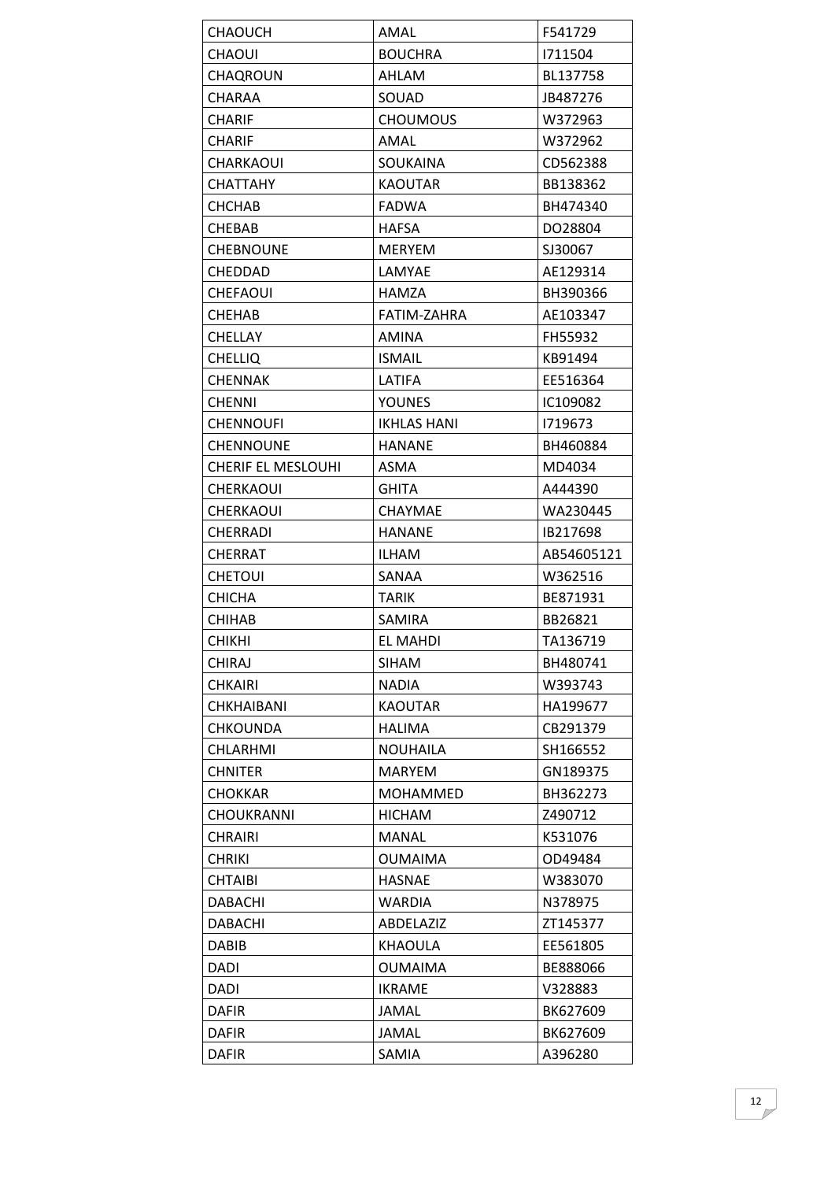| CHAOUCH | AMAL | F541729 |
|---|---|---|
| CHAOUI | BOUCHRA | I711504 |
| CHAQROUN | AHLAM | BL137758 |
| CHARAA | SOUAD | JB487276 |
| CHARIF | CHOUMOUS | W372963 |
| CHARIF | AMAL | W372962 |
| CHARKAOUI | SOUKAINA | CD562388 |
| CHATTAHY | KAOUTAR | BB138362 |
| CHCHAB | FADWA | BH474340 |
| CHEBAB | HAFSA | DO28804 |
| CHEBNOUNE | MERYEM | SJ30067 |
| CHEDDAD | LAMYAE | AE129314 |
| CHEFAOUI | HAMZA | BH390366 |
| CHEHAB | FATIM-ZAHRA | AE103347 |
| CHELLAY | AMINA | FH55932 |
| CHELLIQ | ISMAIL | KB91494 |
| CHENNAK | LATIFA | EE516364 |
| CHENNI | YOUNES | IC109082 |
| CHENNOUFI | IKHLAS HANI | I719673 |
| CHENNOUNE | HANANE | BH460884 |
| CHERIF EL MESLOUHI | ASMA | MD4034 |
| CHERKAOUI | GHITA | A444390 |
| CHERKAOUI | CHAYMAE | WA230445 |
| CHERRADI | HANANE | IB217698 |
| CHERRAT | ILHAM | AB54605121 |
| CHETOUI | SANAA | W362516 |
| CHICHA | TARIK | BE871931 |
| CHIHAB | SAMIRA | BB26821 |
| CHIKHI | EL MAHDI | TA136719 |
| CHIRAJ | SIHAM | BH480741 |
| CHKAIRI | NADIA | W393743 |
| CHKHAIBANI | KAOUTAR | HA199677 |
| CHKOUNDA | HALIMA | CB291379 |
| CHLARHMI | NOUHAILA | SH166552 |
| CHNITER | MARYEM | GN189375 |
| CHOKKAR | MOHAMMED | BH362273 |
| CHOUKRANNI | HICHAM | Z490712 |
| CHRAIRI | MANAL | K531076 |
| CHRIKI | OUMAIMA | OD49484 |
| CHTAIBI | HASNAE | W383070 |
| DABACHI | WARDIA | N378975 |
| DABACHI | ABDELAZIZ | ZT145377 |
| DABIB | KHAOULA | EE561805 |
| DADI | OUMAIMA | BE888066 |
| DADI | IKRAME | V328883 |
| DAFIR | JAMAL | BK627609 |
| DAFIR | JAMAL | BK627609 |
| DAFIR | SAMIA | A396280 |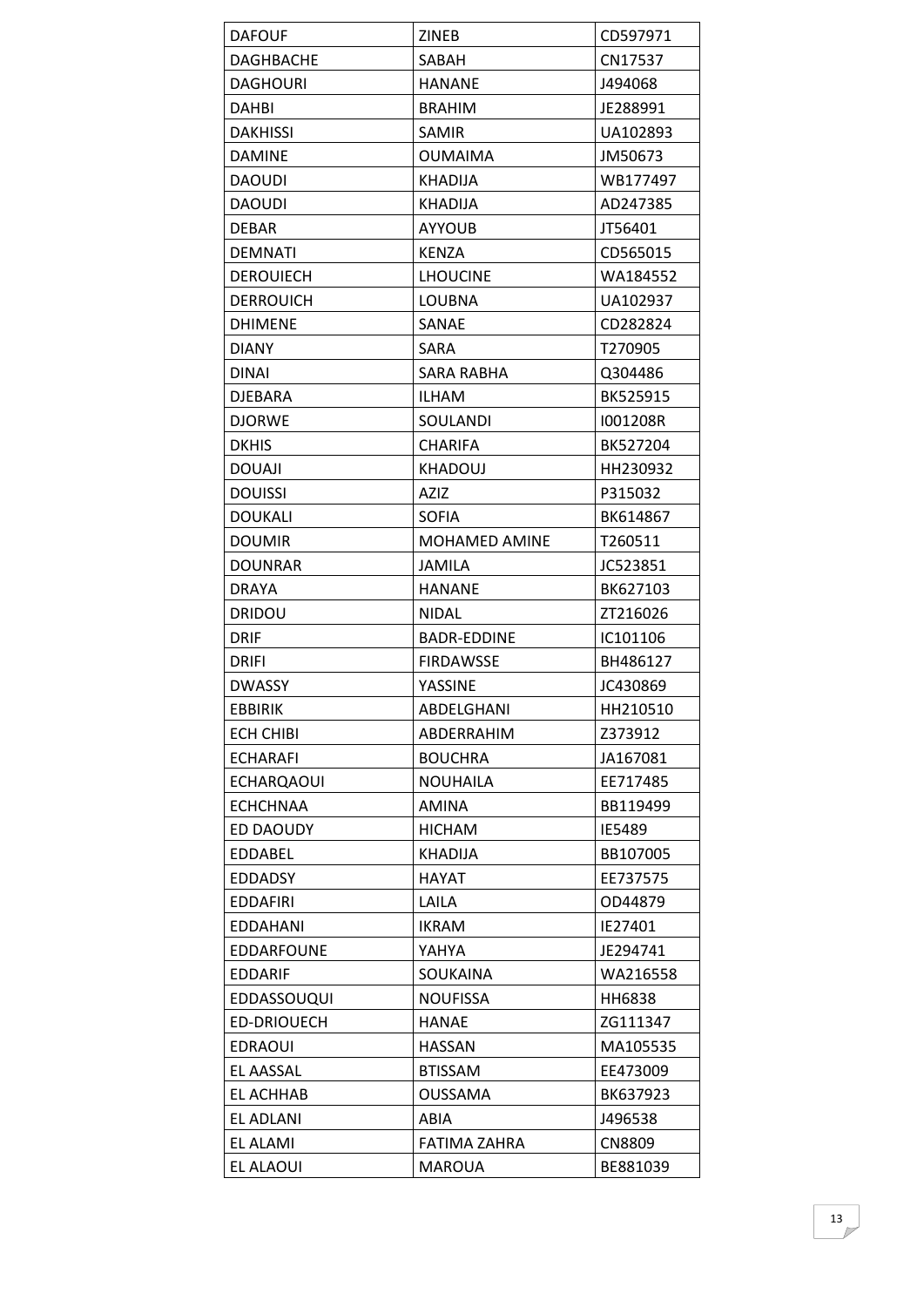| DAFOUF | ZINEB | CD597971 |
|---|---|---|
| DAGHBACHE | SABAH | CN17537 |
| DAGHOURI | HANANE | J494068 |
| DAHBI | BRAHIM | JE288991 |
| DAKHISSI | SAMIR | UA102893 |
| DAMINE | OUMAIMA | JM50673 |
| DAOUDI | KHADIJA | WB177497 |
| DAOUDI | KHADIJA | AD247385 |
| DEBAR | AYYOUB | JT56401 |
| DEMNATI | KENZA | CD565015 |
| DEROUIECH | LHOUCINE | WA184552 |
| DERROUICH | LOUBNA | UA102937 |
| DHIMENE | SANAE | CD282824 |
| DIANY | SARA | T270905 |
| DINAI | SARA RABHA | Q304486 |
| DJEBARA | ILHAM | BK525915 |
| DJORWE | SOULANDI | I001208R |
| DKHIS | CHARIFA | BK527204 |
| DOUAJI | KHADOUJ | HH230932 |
| DOUISSI | AZIZ | P315032 |
| DOUKALI | SOFIA | BK614867 |
| DOUMIR | MOHAMED AMINE | T260511 |
| DOUNRAR | JAMILA | JC523851 |
| DRAYA | HANANE | BK627103 |
| DRIDOU | NIDAL | ZT216026 |
| DRIF | BADR-EDDINE | IC101106 |
| DRIFI | FIRDAWSSE | BH486127 |
| DWASSY | YASSINE | JC430869 |
| EBBIRIK | ABDELGHANI | HH210510 |
| ECH CHIBI | ABDERRAHIM | Z373912 |
| ECHARAFI | BOUCHRA | JA167081 |
| ECHARQAOUI | NOUHAILA | EE717485 |
| ECHCHNAA | AMINA | BB119499 |
| ED DAOUDY | HICHAM | IE5489 |
| EDDABEL | KHADIJA | BB107005 |
| EDDADSY | HAYAT | EE737575 |
| EDDAFIRI | LAILA | OD44879 |
| EDDAHANI | IKRAM | IE27401 |
| EDDARFOUNE | YAHYA | JE294741 |
| EDDARIF | SOUKAINA | WA216558 |
| EDDASSOUQUI | NOUFISSA | HH6838 |
| ED-DRIOUECH | HANAE | ZG111347 |
| EDRAOUI | HASSAN | MA105535 |
| EL AASSAL | BTISSAM | EE473009 |
| EL ACHHAB | OUSSAMA | BK637923 |
| EL ADLANI | ABIA | J496538 |
| EL ALAMI | FATIMA ZAHRA | CN8809 |
| EL ALAOUI | MAROUA | BE881039 |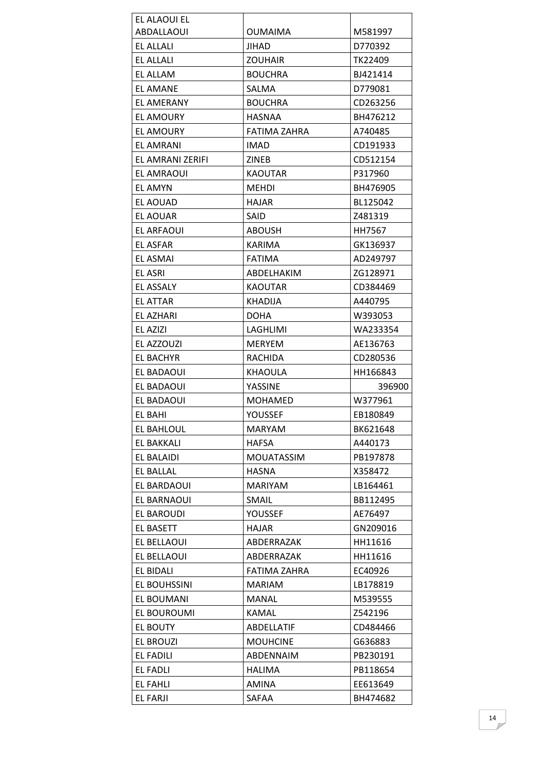| EL ALAOUI EL ABDALLAOUI | OUMAIMA | M581997 |
|---|---|---|
| EL ALLALI | JIHAD | D770392 |
| EL ALLALI | ZOUHAIR | TK22409 |
| EL ALLAM | BOUCHRA | BJ421414 |
| EL AMANE | SALMA | D779081 |
| EL AMERANY | BOUCHRA | CD263256 |
| EL AMOURY | HASNAA | BH476212 |
| EL AMOURY | FATIMA ZAHRA | A740485 |
| EL AMRANI | IMAD | CD191933 |
| EL AMRANI ZERIFI | ZINEB | CD512154 |
| EL AMRAOUI | KAOUTAR | P317960 |
| EL AMYN | MEHDI | BH476905 |
| EL AOUAD | HAJAR | BL125042 |
| EL AOUAR | SAID | Z481319 |
| EL ARFAOUI | ABOUSH | HH7567 |
| EL ASFAR | KARIMA | GK136937 |
| EL ASMAI | FATIMA | AD249797 |
| EL ASRI | ABDELHAKIM | ZG128971 |
| EL ASSALY | KAOUTAR | CD384469 |
| EL ATTAR | KHADIJA | A440795 |
| EL AZHARI | DOHA | W393053 |
| EL AZIZI | LAGHLIMI | WA233354 |
| EL AZZOUZI | MERYEM | AE136763 |
| EL BACHYR | RACHIDA | CD280536 |
| EL BADAOUI | KHAOULA | HH166843 |
| EL BADAOUI | YASSINE | 396900 |
| EL BADAOUI | MOHAMED | W377961 |
| EL BAHI | YOUSSEF | EB180849 |
| EL BAHLOUL | MARYAM | BK621648 |
| EL BAKKALI | HAFSA | A440173 |
| EL BALAIDI | MOUATASSIM | PB197878 |
| EL BALLAL | HASNA | X358472 |
| EL BARDAOUI | MARIYAM | LB164461 |
| EL BARNAOUI | SMAIL | BB112495 |
| EL BAROUDI | YOUSSEF | AE76497 |
| EL BASETT | HAJAR | GN209016 |
| EL BELLAOUI | ABDERRAZAK | HH11616 |
| EL BELLAOUI | ABDERRAZAK | HH11616 |
| EL BIDALI | FATIMA ZAHRA | EC40926 |
| EL BOUHSSINI | MARIAM | LB178819 |
| EL BOUMANI | MANAL | M539555 |
| EL BOUROUMI | KAMAL | Z542196 |
| EL BOUTY | ABDELLATIF | CD484466 |
| EL BROUZI | MOUHCINE | G636883 |
| EL FADILI | ABDENNAIM | PB230191 |
| EL FADLI | HALIMA | PB118654 |
| EL FAHLI | AMINA | EE613649 |
| EL FARJI | SAFAA | BH474682 |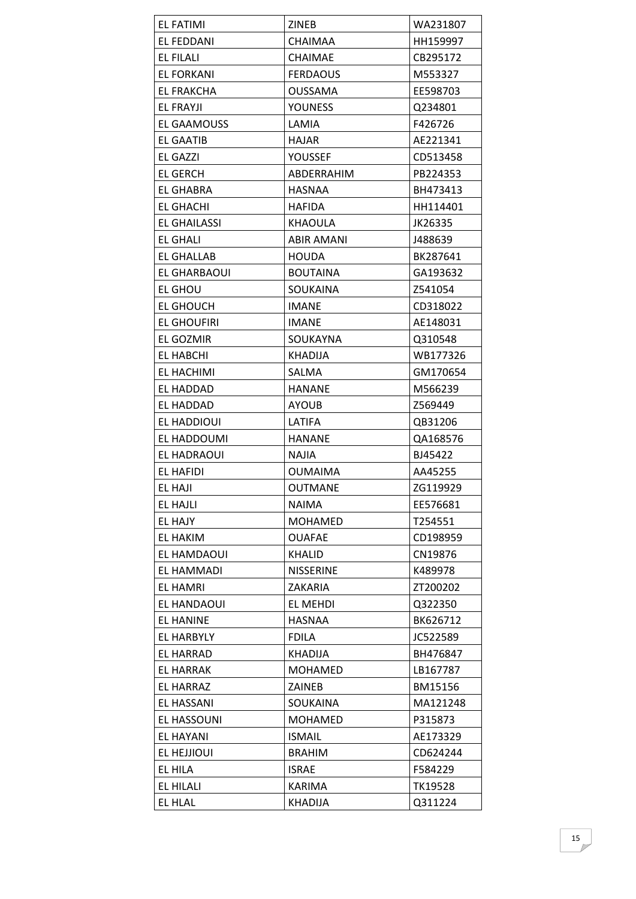| EL FATIMI | ZINEB | WA231807 |
|---|---|---|
| EL FEDDANI | CHAIMAA | HH159997 |
| EL FILALI | CHAIMAE | CB295172 |
| EL FORKANI | FERDAOUS | M553327 |
| EL FRAKCHA | OUSSAMA | EE598703 |
| EL FRAYJI | YOUNESS | Q234801 |
| EL GAAMOUSS | LAMIA | F426726 |
| EL GAATIB | HAJAR | AE221341 |
| EL GAZZI | YOUSSEF | CD513458 |
| EL GERCH | ABDERRAHIM | PB224353 |
| EL GHABRA | HASNAA | BH473413 |
| EL GHACHI | HAFIDA | HH114401 |
| EL GHAILASSI | KHAOULA | JK26335 |
| EL GHALI | ABIR AMANI | J488639 |
| EL GHALLAB | HOUDA | BK287641 |
| EL GHARBAOUI | BOUTAINA | GA193632 |
| EL GHOU | SOUKAINA | Z541054 |
| EL GHOUCH | IMANE | CD318022 |
| EL GHOUFIRI | IMANE | AE148031 |
| EL GOZMIR | SOUKAYNA | Q310548 |
| EL HABCHI | KHADIJA | WB177326 |
| EL HACHIMI | SALMA | GM170654 |
| EL HADDAD | HANANE | M566239 |
| EL HADDAD | AYOUB | Z569449 |
| EL HADDIOUI | LATIFA | QB31206 |
| EL HADDOUMI | HANANE | QA168576 |
| EL HADRAOUI | NAJIA | BJ45422 |
| EL HAFIDI | OUMAIMA | AA45255 |
| EL HAJI | OUTMANE | ZG119929 |
| EL HAJLI | NAIMA | EE576681 |
| EL HAJY | MOHAMED | T254551 |
| EL HAKIM | OUAFAE | CD198959 |
| EL HAMDAOUI | KHALID | CN19876 |
| EL HAMMADI | NISSERINE | K489978 |
| EL HAMRI | ZAKARIA | ZT200202 |
| EL HANDAOUI | EL MEHDI | Q322350 |
| EL HANINE | HASNAA | BK626712 |
| EL HARBYLY | FDILA | JC522589 |
| EL HARRAD | KHADIJA | BH476847 |
| EL HARRAK | MOHAMED | LB167787 |
| EL HARRAZ | ZAINEB | BM15156 |
| EL HASSANI | SOUKAINA | MA121248 |
| EL HASSOUNI | MOHAMED | P315873 |
| EL HAYANI | ISMAIL | AE173329 |
| EL HEJJIOUI | BRAHIM | CD624244 |
| EL HILA | ISRAE | F584229 |
| EL HILALI | KARIMA | TK19528 |
| EL HLAL | KHADIJA | Q311224 |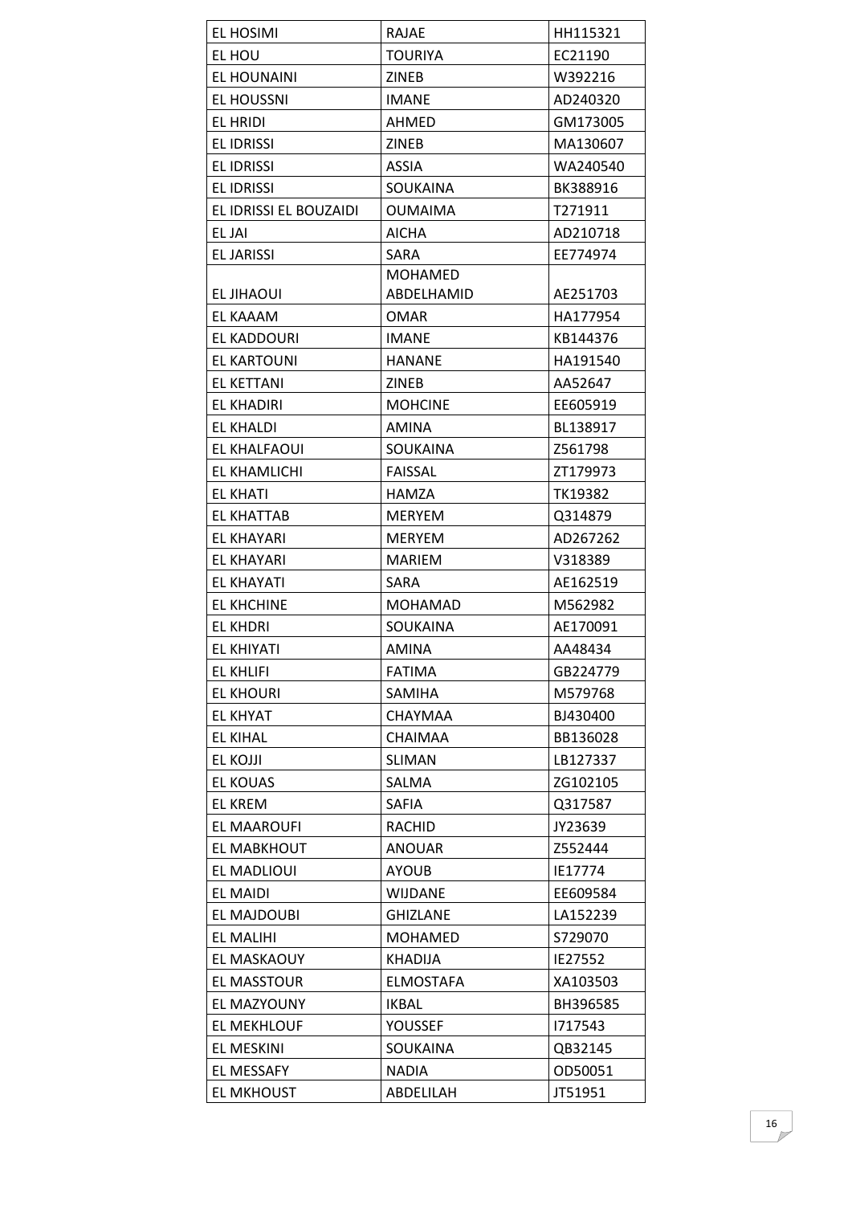| EL HOSIMI | RAJAE | HH115321 |
|---|---|---|
| EL HOU | TOURIYA | EC21190 |
| EL HOUNAINI | ZINEB | W392216 |
| EL HOUSSNI | IMANE | AD240320 |
| EL HRIDI | AHMED | GM173005 |
| EL IDRISSI | ZINEB | MA130607 |
| EL IDRISSI | ASSIA | WA240540 |
| EL IDRISSI | SOUKAINA | BK388916 |
| EL IDRISSI EL BOUZAIDI | OUMAIMA | T271911 |
| EL JAI | AICHA | AD210718 |
| EL JARISSI | SARA | EE774974 |
| EL JIHAOUI | MOHAMED ABDELHAMID | AE251703 |
| EL KAAAM | OMAR | HA177954 |
| EL KADDOURI | IMANE | KB144376 |
| EL KARTOUNI | HANANE | HA191540 |
| EL KETTANI | ZINEB | AA52647 |
| EL KHADIRI | MOHCINE | EE605919 |
| EL KHALDI | AMINA | BL138917 |
| EL KHALFAOUI | SOUKAINA | Z561798 |
| EL KHAMLICHI | FAISSAL | ZT179973 |
| EL KHATI | HAMZA | TK19382 |
| EL KHATTAB | MERYEM | Q314879 |
| EL KHAYARI | MERYEM | AD267262 |
| EL KHAYARI | MARIEM | V318389 |
| EL KHAYATI | SARA | AE162519 |
| EL KHCHINE | MOHAMAD | M562982 |
| EL KHDRI | SOUKAINA | AE170091 |
| EL KHIYATI | AMINA | AA48434 |
| EL KHLIFI | FATIMA | GB224779 |
| EL KHOURI | SAMIHA | M579768 |
| EL KHYAT | CHAYMAA | BJ430400 |
| EL KIHAL | CHAIMAA | BB136028 |
| EL KOJJI | SLIMAN | LB127337 |
| EL KOUAS | SALMA | ZG102105 |
| EL KREM | SAFIA | Q317587 |
| EL MAAROUFI | RACHID | JY23639 |
| EL MABKHOUT | ANOUAR | Z552444 |
| EL MADLIOUI | AYOUB | IE17774 |
| EL MAIDI | WIJDANE | EE609584 |
| EL MAJDOUBI | GHIZLANE | LA152239 |
| EL MALIHI | MOHAMED | S729070 |
| EL MASKAOUY | KHADIJA | IE27552 |
| EL MASSTOUR | ELMOSTAFA | XA103503 |
| EL MAZYOUNY | IKBAL | BH396585 |
| EL MEKHLOUF | YOUSSEF | I717543 |
| EL MESKINI | SOUKAINA | QB32145 |
| EL MESSAFY | NADIA | OD50051 |
| EL MKHOUST | ABDELILAH | JT51951 |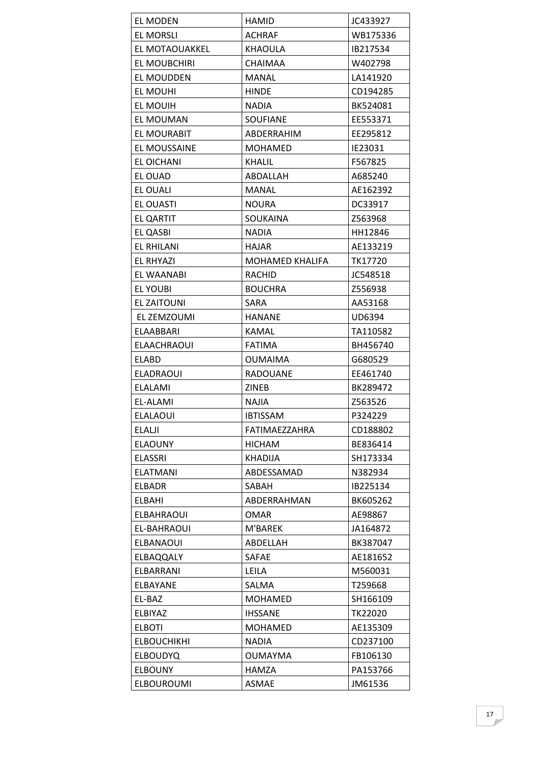| EL MODEN | HAMID | JC433927 |
|---|---|---|
| EL MORSLI | ACHRAF | WB175336 |
| EL MOTAOUAKKEL | KHAOULA | IB217534 |
| EL MOUBCHIRI | CHAIMAA | W402798 |
| EL MOUDDEN | MANAL | LA141920 |
| EL MOUHI | HINDE | CD194285 |
| EL MOUIH | NADIA | BK524081 |
| EL MOUMAN | SOUFIANE | EE553371 |
| EL MOURABIT | ABDERRAHIM | EE295812 |
| EL MOUSSAINE | MOHAMED | IE23031 |
| EL OICHANI | KHALIL | F567825 |
| EL OUAD | ABDALLAH | A685240 |
| EL OUALI | MANAL | AE162392 |
| EL OUASTI | NOURA | DC33917 |
| EL QARTIT | SOUKAINA | Z563968 |
| EL QASBI | NADIA | HH12846 |
| EL RHILANI | HAJAR | AE133219 |
| EL RHYAZI | MOHAMED KHALIFA | TK17720 |
| EL WAANABI | RACHID | JC548518 |
| EL YOUBI | BOUCHRA | Z556938 |
| EL ZAITOUNI | SARA | AA53168 |
| EL ZEMZOUMI | HANANE | UD6394 |
| ELAABBARI | KAMAL | TA110582 |
| ELAACHRAOUI | FATIMA | BH456740 |
| ELABD | OUMAIMA | G680529 |
| ELADRAOUI | RADOUANE | EE461740 |
| ELALAMI | ZINEB | BK289472 |
| EL-ALAMI | NAJIA | Z563526 |
| ELALAOUI | IBTISSAM | P324229 |
| ELALJI | FATIMAEZZAHRA | CD188802 |
| ELAOUNY | HICHAM | BE836414 |
| ELASSRI | KHADIJA | SH173334 |
| ELATMANI | ABDESSAMAD | N382934 |
| ELBADR | SABAH | IB225134 |
| ELBAHI | ABDERRAHMAN | BK605262 |
| ELBAHRAOUI | OMAR | AE98867 |
| EL-BAHRAOUI | M'BAREK | JA164872 |
| ELBANAOUI | ABDELLAH | BK387047 |
| ELBAQQALY | SAFAE | AE181652 |
| ELBARRANI | LEILA | M560031 |
| ELBAYANE | SALMA | T259668 |
| EL-BAZ | MOHAMED | SH166109 |
| ELBIYAZ | IHSSANE | TK22020 |
| ELBOTI | MOHAMED | AE135309 |
| ELBOUCHIKHI | NADIA | CD237100 |
| ELBOUDYQ | OUMAYMA | FB106130 |
| ELBOUNY | HAMZA | PA153766 |
| ELBOUROUMI | ASMAE | JM61536 |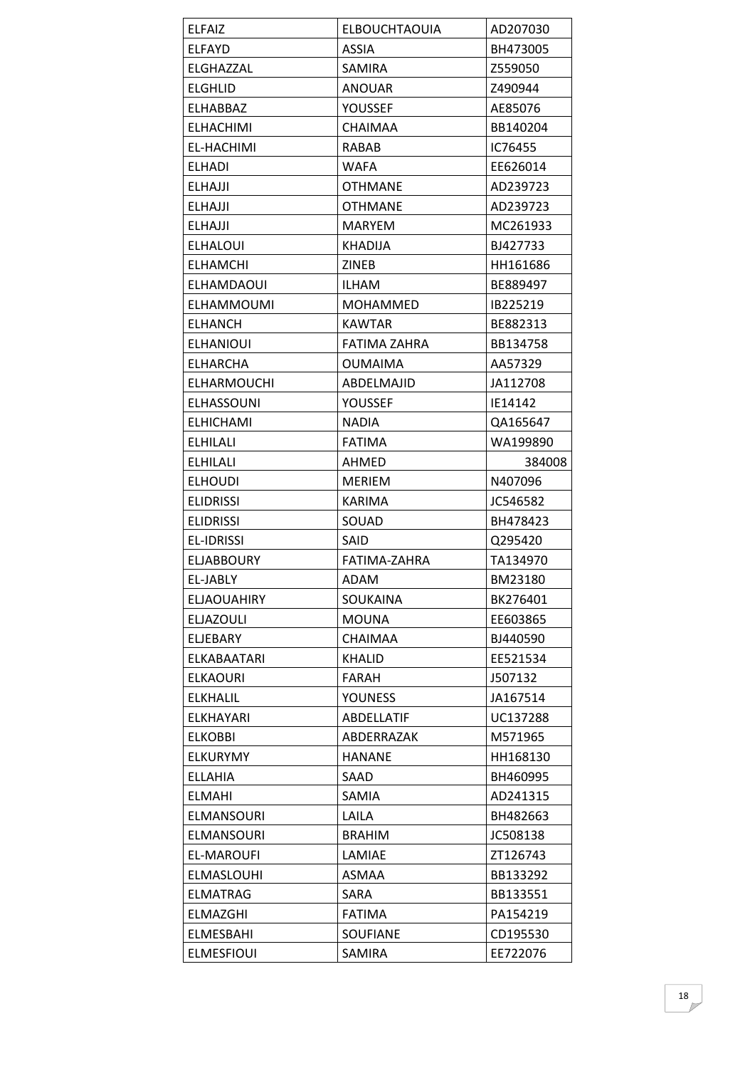| ELFAIZ | ELBOUCHTAOUIA | AD207030 |
|---|---|---|
| ELFAYD | ASSIA | BH473005 |
| ELGHAZZAL | SAMIRA | Z559050 |
| ELGHLID | ANOUAR | Z490944 |
| ELHABBAZ | YOUSSEF | AE85076 |
| ELHACHIMI | CHAIMAA | BB140204 |
| EL-HACHIMI | RABAB | IC76455 |
| ELHADI | WAFA | EE626014 |
| ELHAJJI | OTHMANE | AD239723 |
| ELHAJJI | OTHMANE | AD239723 |
| ELHAJJI | MARYEM | MC261933 |
| ELHALOUI | KHADIJA | BJ427733 |
| ELHAMCHI | ZINEB | HH161686 |
| ELHAMDAOUI | ILHAM | BE889497 |
| ELHAMMOUMI | MOHAMMED | IB225219 |
| ELHANCH | KAWTAR | BE882313 |
| ELHANIOUI | FATIMA ZAHRA | BB134758 |
| ELHARCHA | OUMAIMA | AA57329 |
| ELHARMOUCHI | ABDELMAJID | JA112708 |
| ELHASSOUNI | YOUSSEF | IE14142 |
| ELHICHAMI | NADIA | QA165647 |
| ELHILALI | FATIMA | WA199890 |
| ELHILALI | AHMED | 384008 |
| ELHOUDI | MERIEM | N407096 |
| ELIDRISSI | KARIMA | JC546582 |
| ELIDRISSI | SOUAD | BH478423 |
| EL-IDRISSI | SAID | Q295420 |
| ELJABBOURY | FATIMA-ZAHRA | TA134970 |
| EL-JABLY | ADAM | BM23180 |
| ELJAOUAHIRY | SOUKAINA | BK276401 |
| ELJAZOULI | MOUNA | EE603865 |
| ELJEBARY | CHAIMAA | BJ440590 |
| ELKABAATARI | KHALID | EE521534 |
| ELKAOURI | FARAH | J507132 |
| ELKHALIL | YOUNESS | JA167514 |
| ELKHAYARI | ABDELLATIF | UC137288 |
| ELKOBBI | ABDERRAZAK | M571965 |
| ELKURYMY | HANANE | HH168130 |
| ELLAHIA | SAAD | BH460995 |
| ELMAHI | SAMIA | AD241315 |
| ELMANSOURI | LAILA | BH482663 |
| ELMANSOURI | BRAHIM | JC508138 |
| EL-MAROUFI | LAMIAE | ZT126743 |
| ELMASLOUHI | ASMAA | BB133292 |
| ELMATRAG | SARA | BB133551 |
| ELMAZGHI | FATIMA | PA154219 |
| ELMESBAHI | SOUFIANE | CD195530 |
| ELMESFIOUI | SAMIRA | EE722076 |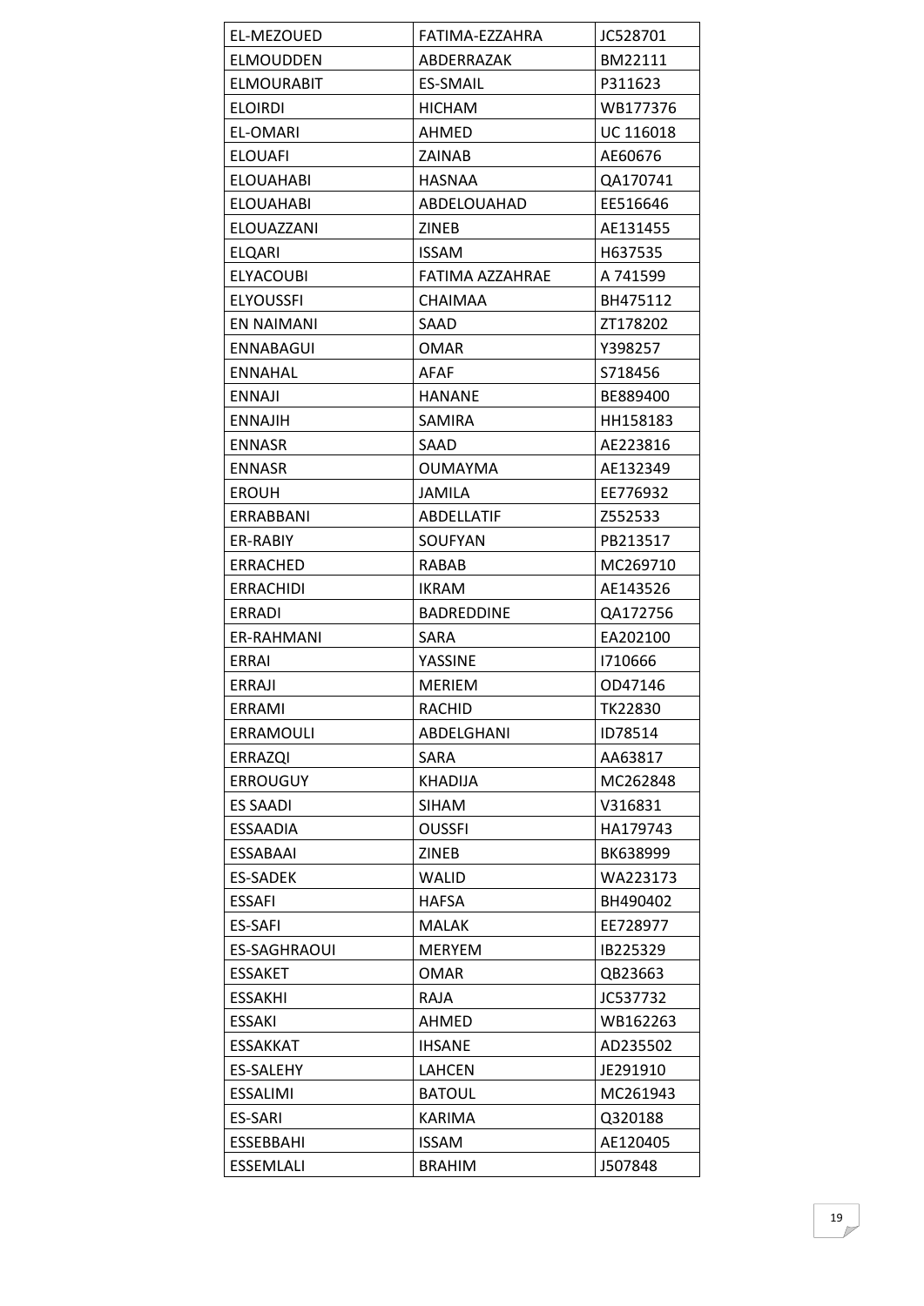| | | |
|---|---|---|
| EL-MEZOUED | FATIMA-EZZAHRA | JC528701 |
| ELMOUDDEN | ABDERRAZAK | BM22111 |
| ELMOURABIT | ES-SMAIL | P311623 |
| ELOIRDI | HICHAM | WB177376 |
| EL-OMARI | AHMED | UC 116018 |
| ELOUAFI | ZAINAB | AE60676 |
| ELOUAHABI | HASNAA | QA170741 |
| ELOUAHABI | ABDELOUAHAD | EE516646 |
| ELOUAZZANI | ZINEB | AE131455 |
| ELQARI | ISSAM | H637535 |
| ELYACOUBI | FATIMA AZZAHRAE | A 741599 |
| ELYOUSSFI | CHAIMAA | BH475112 |
| EN NAIMANI | SAAD | ZT178202 |
| ENNABAGUI | OMAR | Y398257 |
| ENNAHAL | AFAF | S718456 |
| ENNAJI | HANANE | BE889400 |
| ENNAJIH | SAMIRA | HH158183 |
| ENNASR | SAAD | AE223816 |
| ENNASR | OUMAYMA | AE132349 |
| EROUH | JAMILA | EE776932 |
| ERRABBANI | ABDELLATIF | Z552533 |
| ER-RABIY | SOUFYAN | PB213517 |
| ERRACHED | RABAB | MC269710 |
| ERRACHIDI | IKRAM | AE143526 |
| ERRADI | BADREDDINE | QA172756 |
| ER-RAHMANI | SARA | EA202100 |
| ERRAI | YASSINE | I710666 |
| ERRAJI | MERIEM | OD47146 |
| ERRAMI | RACHID | TK22830 |
| ERRAMOULI | ABDELGHANI | ID78514 |
| ERRAZQI | SARA | AA63817 |
| ERROUGUY | KHADIJA | MC262848 |
| ES SAADI | SIHAM | V316831 |
| ESSAADIA | OUSSFI | HA179743 |
| ESSABAAI | ZINEB | BK638999 |
| ES-SADEK | WALID | WA223173 |
| ESSAFI | HAFSA | BH490402 |
| ES-SAFI | MALAK | EE728977 |
| ES-SAGHRAOUI | MERYEM | IB225329 |
| ESSAKET | OMAR | QB23663 |
| ESSAKHI | RAJA | JC537732 |
| ESSAKI | AHMED | WB162263 |
| ESSAKKAT | IHSANE | AD235502 |
| ES-SALEHY | LAHCEN | JE291910 |
| ESSALIMI | BATOUL | MC261943 |
| ES-SARI | KARIMA | Q320188 |
| ESSEBBAHI | ISSAM | AE120405 |
| ESSEMLALI | BRAHIM | J507848 |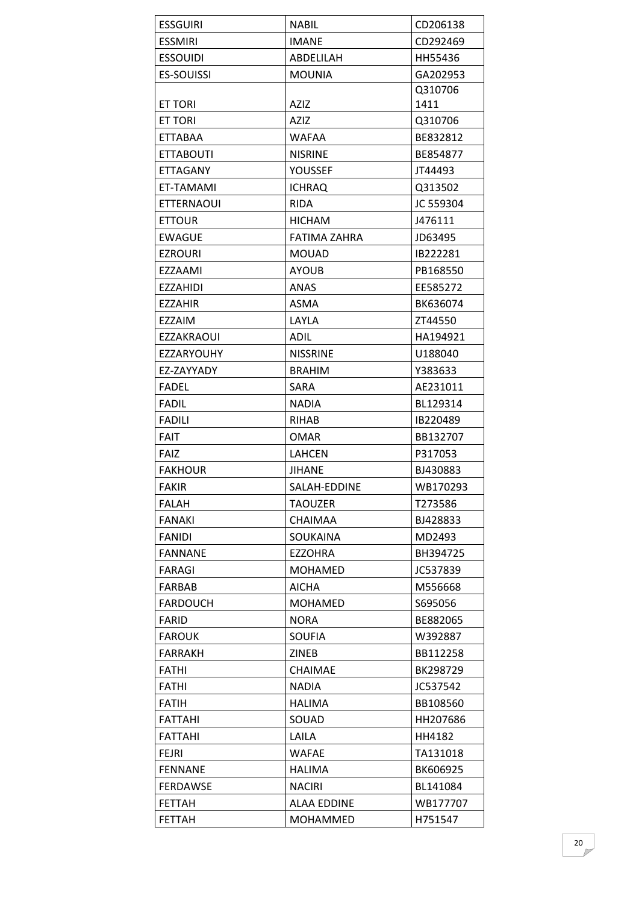| ESSGUIRI | NABIL | CD206138 |
|---|---|---|
| ESSMIRI | IMANE | CD292469 |
| ESSOUIDI | ABDELILAH | HH55436 |
| ES-SOUISSI | MOUNIA | GA202953 |
| ET TORI | AZIZ | Q310706 1411 |
| ET TORI | AZIZ | Q310706 |
| ETTABAA | WAFAA | BE832812 |
| ETTABOUTI | NISRINE | BE854877 |
| ETTAGANY | YOUSSEF | JT44493 |
| ET-TAMAMI | ICHRAQ | Q313502 |
| ETTERNAOUI | RIDA | JC 559304 |
| ETTOUR | HICHAM | J476111 |
| EWAGUE | FATIMA ZAHRA | JD63495 |
| EZROURI | MOUAD | IB222281 |
| EZZAAMI | AYOUB | PB168550 |
| EZZAHIDI | ANAS | EE585272 |
| EZZAHIR | ASMA | BK636074 |
| EZZAIM | LAYLA | ZT44550 |
| EZZAKRAOUI | ADIL | HA194921 |
| EZZARYOUHY | NISSRINE | U188040 |
| EZ-ZAYYADY | BRAHIM | Y383633 |
| FADEL | SARA | AE231011 |
| FADIL | NADIA | BL129314 |
| FADILI | RIHAB | IB220489 |
| FAIT | OMAR | BB132707 |
| FAIZ | LAHCEN | P317053 |
| FAKHOUR | JIHANE | BJ430883 |
| FAKIR | SALAH-EDDINE | WB170293 |
| FALAH | TAOUZER | T273586 |
| FANAKI | CHAIMAA | BJ428833 |
| FANIDI | SOUKAINA | MD2493 |
| FANNANE | EZZOHRA | BH394725 |
| FARAGI | MOHAMED | JC537839 |
| FARBAB | AICHA | M556668 |
| FARDOUCH | MOHAMED | S695056 |
| FARID | NORA | BE882065 |
| FAROUK | SOUFIA | W392887 |
| FARRAKH | ZINEB | BB112258 |
| FATHI | CHAIMAE | BK298729 |
| FATHI | NADIA | JC537542 |
| FATIH | HALIMA | BB108560 |
| FATTAHI | SOUAD | HH207686 |
| FATTAHI | LAILA | HH4182 |
| FEJRI | WAFAE | TA131018 |
| FENNANE | HALIMA | BK606925 |
| FERDAWSE | NACIRI | BL141084 |
| FETTAH | ALAA EDDINE | WB177707 |
| FETTAH | MOHAMMED | H751547 |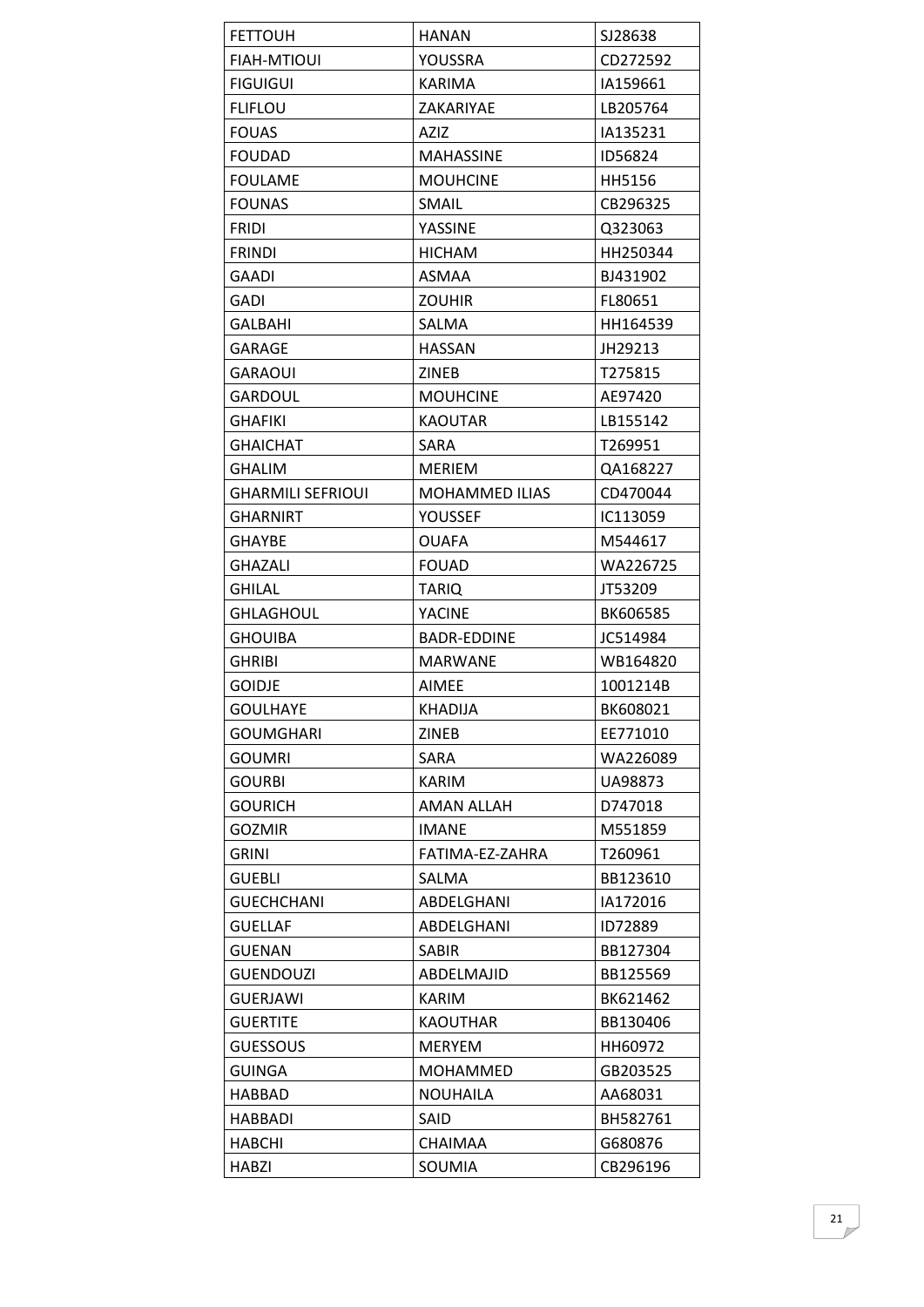| FETTOUH | HANAN | SJ28638 |
|---|---|---|
| FIAH-MTIOUI | YOUSSRA | CD272592 |
| FIGUIGUI | KARIMA | IA159661 |
| FLIFLOU | ZAKARIYAE | LB205764 |
| FOUAS | AZIZ | IA135231 |
| FOUDAD | MAHASSINE | ID56824 |
| FOULAME | MOUHCINE | HH5156 |
| FOUNAS | SMAIL | CB296325 |
| FRIDI | YASSINE | Q323063 |
| FRINDI | HICHAM | HH250344 |
| GAADI | ASMAA | BJ431902 |
| GADI | ZOUHIR | FL80651 |
| GALBAHI | SALMA | HH164539 |
| GARAGE | HASSAN | JH29213 |
| GARAOUI | ZINEB | T275815 |
| GARDOUL | MOUHCINE | AE97420 |
| GHAFIKI | KAOUTAR | LB155142 |
| GHAICHAT | SARA | T269951 |
| GHALIM | MERIEM | QA168227 |
| GHARMILI SEFRIOUI | MOHAMMED ILIAS | CD470044 |
| GHARNIRT | YOUSSEF | IC113059 |
| GHAYBE | OUAFA | M544617 |
| GHAZALI | FOUAD | WA226725 |
| GHILAL | TARIQ | JT53209 |
| GHLAGHOUL | YACINE | BK606585 |
| GHOUIBA | BADR-EDDINE | JC514984 |
| GHRIBI | MARWANE | WB164820 |
| GOIDJE | AIMEE | 1001214B |
| GOULHAYE | KHADIJA | BK608021 |
| GOUMGHARI | ZINEB | EE771010 |
| GOUMRI | SARA | WA226089 |
| GOURBI | KARIM | UA98873 |
| GOURICH | AMAN ALLAH | D747018 |
| GOZMIR | IMANE | M551859 |
| GRINI | FATIMA-EZ-ZAHRA | T260961 |
| GUEBLI | SALMA | BB123610 |
| GUECHCHANI | ABDELGHANI | IA172016 |
| GUELLAF | ABDELGHANI | ID72889 |
| GUENAN | SABIR | BB127304 |
| GUENDOUZI | ABDELMAJID | BB125569 |
| GUERJAWI | KARIM | BK621462 |
| GUERTITE | KAOUTHAR | BB130406 |
| GUESSOUS | MERYEM | HH60972 |
| GUINGA | MOHAMMED | GB203525 |
| HABBAD | NOUHAILA | AA68031 |
| HABBADI | SAID | BH582761 |
| HABCHI | CHAIMAA | G680876 |
| HABZI | SOUMIA | CB296196 |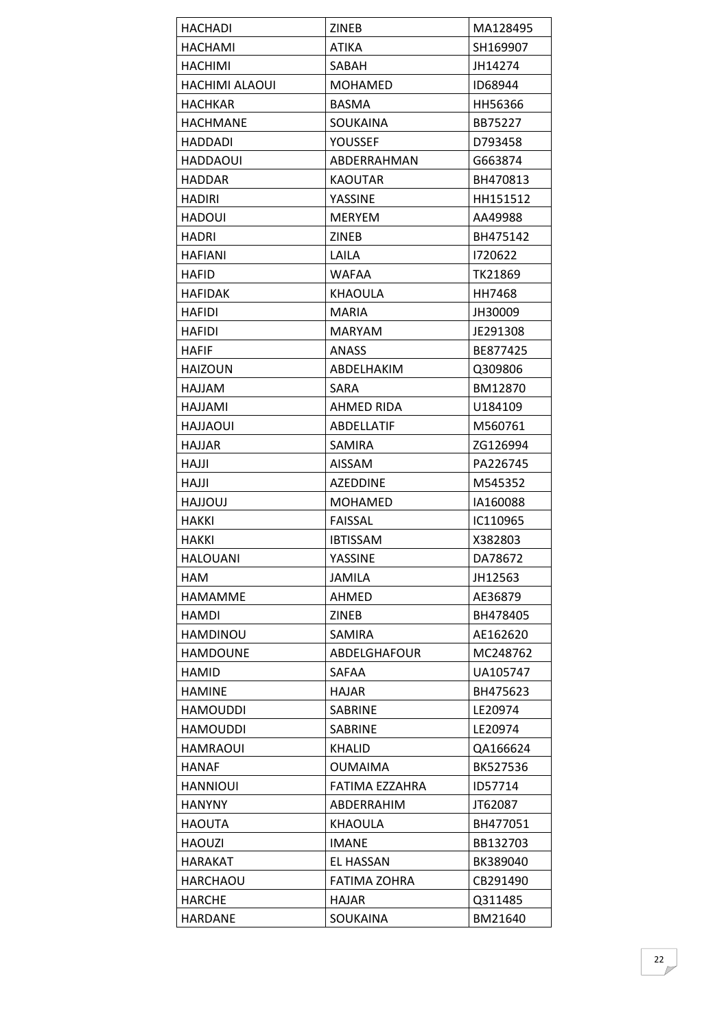| HACHADI | ZINEB | MA128495 |
|---|---|---|
| HACHAMI | ATIKA | SH169907 |
| HACHIMI | SABAH | JH14274 |
| HACHIMI ALAOUI | MOHAMED | ID68944 |
| HACHKAR | BASMA | HH56366 |
| HACHMANE | SOUKAINA | BB75227 |
| HADDADI | YOUSSEF | D793458 |
| HADDAOUI | ABDERRAHMAN | G663874 |
| HADDAR | KAOUTAR | BH470813 |
| HADIRI | YASSINE | HH151512 |
| HADOUI | MERYEM | AA49988 |
| HADRI | ZINEB | BH475142 |
| HAFIANI | LAILA | I720622 |
| HAFID | WAFAA | TK21869 |
| HAFIDAK | KHAOULA | HH7468 |
| HAFIDI | MARIA | JH30009 |
| HAFIDI | MARYAM | JE291308 |
| HAFIF | ANASS | BE877425 |
| HAIZOUN | ABDELHAKIM | Q309806 |
| HAJJAM | SARA | BM12870 |
| HAJJAMI | AHMED RIDA | U184109 |
| HAJJAOUI | ABDELLATIF | M560761 |
| HAJJAR | SAMIRA | ZG126994 |
| HAJJI | AISSAM | PA226745 |
| HAJJI | AZEDDINE | M545352 |
| HAJJOUJ | MOHAMED | IA160088 |
| HAKKI | FAISSAL | IC110965 |
| HAKKI | IBTISSAM | X382803 |
| HALOUANI | YASSINE | DA78672 |
| HAM | JAMILA | JH12563 |
| HAMAMME | AHMED | AE36879 |
| HAMDI | ZINEB | BH478405 |
| HAMDINOU | SAMIRA | AE162620 |
| HAMDOUNE | ABDELGHAFOUR | MC248762 |
| HAMID | SAFAA | UA105747 |
| HAMINE | HAJAR | BH475623 |
| HAMOUDDI | SABRINE | LE20974 |
| HAMOUDDI | SABRINE | LE20974 |
| HAMRAOUI | KHALID | QA166624 |
| HANAF | OUMAIMA | BK527536 |
| HANNIOUI | FATIMA EZZAHRA | ID57714 |
| HANYNY | ABDERRAHIM | JT62087 |
| HAOUTA | KHAOULA | BH477051 |
| HAOUZI | IMANE | BB132703 |
| HARAKAT | EL HASSAN | BK389040 |
| HARCHAOU | FATIMA ZOHRA | CB291490 |
| HARCHE | HAJAR | Q311485 |
| HARDANE | SOUKAINA | BM21640 |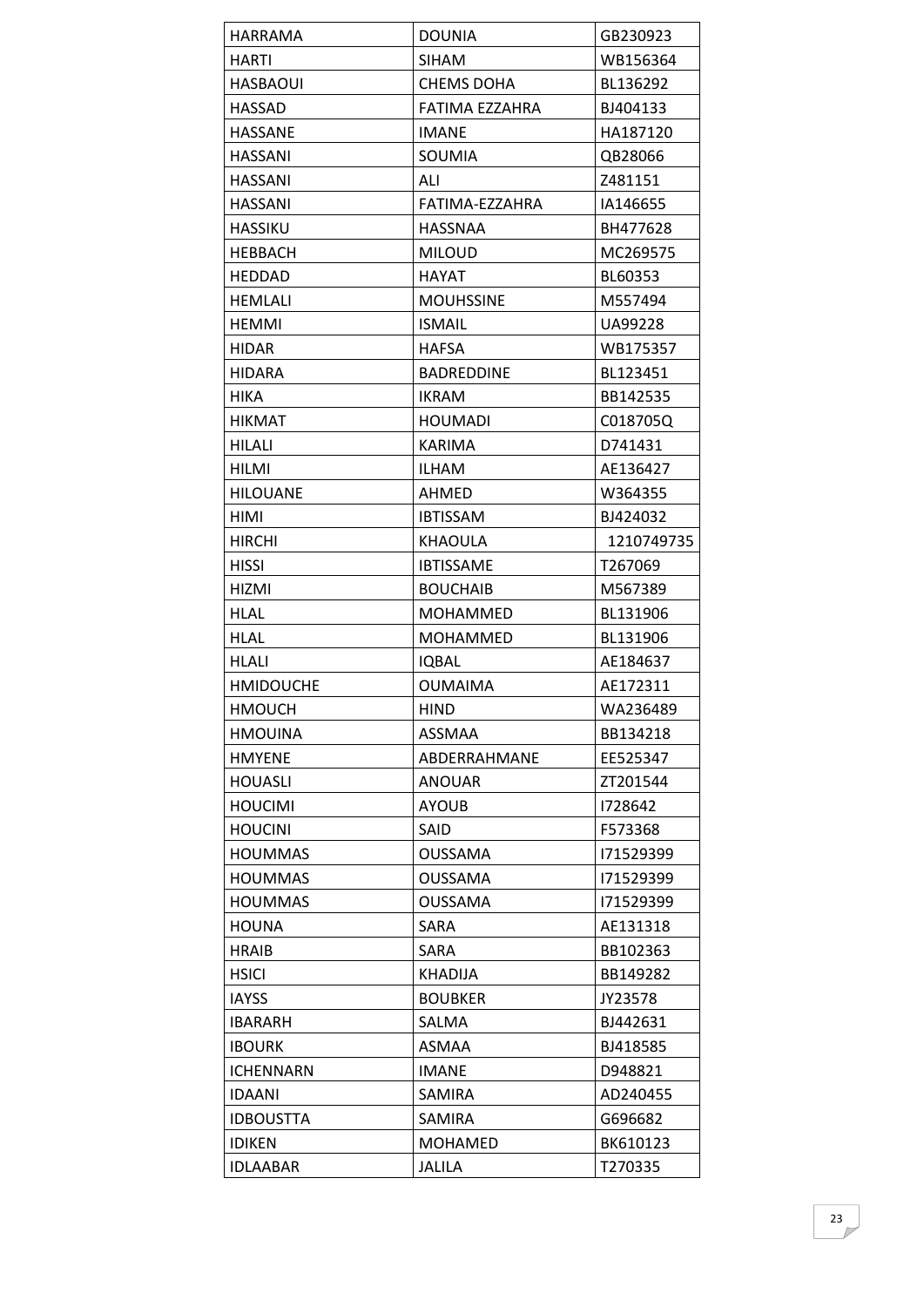| HARRAMA | DOUNIA | GB230923 |
|---|---|---|
| HARTI | SIHAM | WB156364 |
| HASBAOUI | CHEMS DOHA | BL136292 |
| HASSAD | FATIMA EZZAHRA | BJ404133 |
| HASSANE | IMANE | HA187120 |
| HASSANI | SOUMIA | QB28066 |
| HASSANI | ALI | Z481151 |
| HASSANI | FATIMA-EZZAHRA | IA146655 |
| HASSIKU | HASSNAA | BH477628 |
| HEBBACH | MILOUD | MC269575 |
| HEDDAD | HAYAT | BL60353 |
| HEMLALI | MOUHSSINE | M557494 |
| HEMMI | ISMAIL | UA99228 |
| HIDAR | HAFSA | WB175357 |
| HIDARA | BADREDDINE | BL123451 |
| HIKA | IKRAM | BB142535 |
| HIKMAT | HOUMADI | C018705Q |
| HILALI | KARIMA | D741431 |
| HILMI | ILHAM | AE136427 |
| HILOUANE | AHMED | W364355 |
| HIMI | IBTISSAM | BJ424032 |
| HIRCHI | KHAOULA | 1210749735 |
| HISSI | IBTISSAME | T267069 |
| HIZMI | BOUCHAIB | M567389 |
| HLAL | MOHAMMED | BL131906 |
| HLAL | MOHAMMED | BL131906 |
| HLALI | IQBAL | AE184637 |
| HMIDOUCHE | OUMAIMA | AE172311 |
| HMOUCH | HIND | WA236489 |
| HMOUINA | ASSMAA | BB134218 |
| HMYENE | ABDERRAHMANE | EE525347 |
| HOUASLI | ANOUAR | ZT201544 |
| HOUCIMI | AYOUB | I728642 |
| HOUCINI | SAID | F573368 |
| HOUMMAS | OUSSAMA | I71529399 |
| HOUMMAS | OUSSAMA | I71529399 |
| HOUMMAS | OUSSAMA | I71529399 |
| HOUNA | SARA | AE131318 |
| HRAIB | SARA | BB102363 |
| HSICI | KHADIJA | BB149282 |
| IAYSS | BOUBKER | JY23578 |
| IBARARH | SALMA | BJ442631 |
| IBOURK | ASMAA | BJ418585 |
| ICHENNARN | IMANE | D948821 |
| IDAANI | SAMIRA | AD240455 |
| IDBOUSTTA | SAMIRA | G696682 |
| IDIKEN | MOHAMED | BK610123 |
| IDLAABAR | JALILA | T270335 |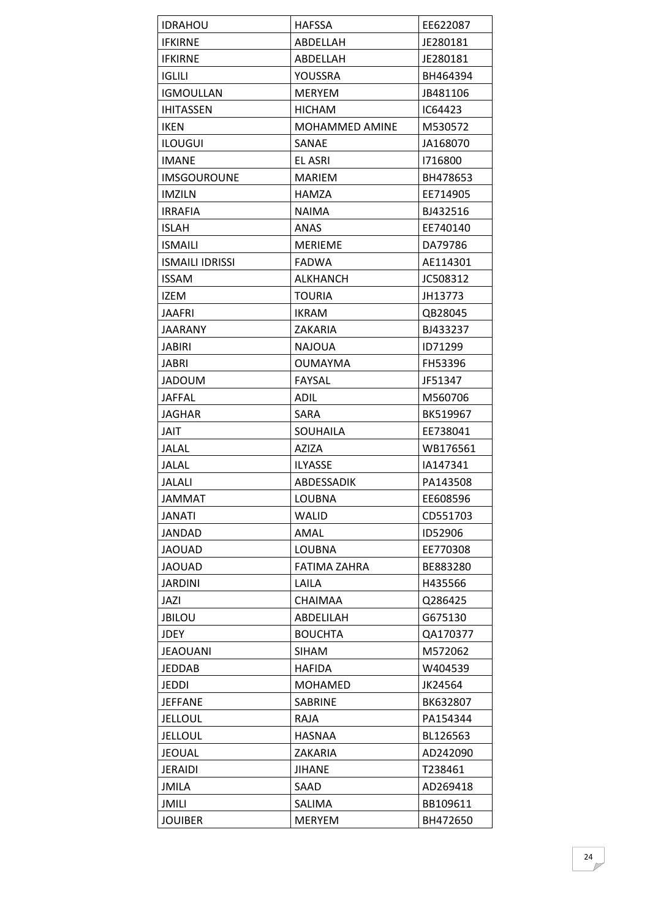| IDRAHOU | HAFSSA | EE622087 |
|---|---|---|
| IFKIRNE | ABDELLAH | JE280181 |
| IFKIRNE | ABDELLAH | JE280181 |
| IGLILI | YOUSSRA | BH464394 |
| IGMOULLAN | MERYEM | JB481106 |
| IHITASSEN | HICHAM | IC64423 |
| IKEN | MOHAMMED AMINE | M530572 |
| ILOUGUI | SANAE | JA168070 |
| IMANE | EL ASRI | I716800 |
| IMSGOUROUNE | MARIEM | BH478653 |
| IMZILN | HAMZA | EE714905 |
| IRRAFIA | NAIMA | BJ432516 |
| ISLAH | ANAS | EE740140 |
| ISMAILI | MERIEME | DA79786 |
| ISMAILI IDRISSI | FADWA | AE114301 |
| ISSAM | ALKHANCH | JC508312 |
| IZEM | TOURIA | JH13773 |
| JAAFRI | IKRAM | QB28045 |
| JAARANY | ZAKARIA | BJ433237 |
| JABIRI | NAJOUA | ID71299 |
| JABRI | OUMAYMA | FH53396 |
| JADOUM | FAYSAL | JF51347 |
| JAFFAL | ADIL | M560706 |
| JAGHAR | SARA | BK519967 |
| JAIT | SOUHAILA | EE738041 |
| JALAL | AZIZA | WB176561 |
| JALAL | ILYASSE | IA147341 |
| JALALI | ABDESSADIK | PA143508 |
| JAMMAT | LOUBNA | EE608596 |
| JANATI | WALID | CD551703 |
| JANDAD | AMAL | ID52906 |
| JAOUAD | LOUBNA | EE770308 |
| JAOUAD | FATIMA ZAHRA | BE883280 |
| JARDINI | LAILA | H435566 |
| JAZI | CHAIMAA | Q286425 |
| JBILOU | ABDELILAH | G675130 |
| JDEY | BOUCHTA | QA170377 |
| JEAOUANI | SIHAM | M572062 |
| JEDDAB | HAFIDA | W404539 |
| JEDDI | MOHAMED | JK24564 |
| JEFFANE | SABRINE | BK632807 |
| JELLOUL | RAJA | PA154344 |
| JELLOUL | HASNAA | BL126563 |
| JEOUAL | ZAKARIA | AD242090 |
| JERAIDI | JIHANE | T238461 |
| JMILA | SAAD | AD269418 |
| JMILI | SALIMA | BB109611 |
| JOUIBER | MERYEM | BH472650 |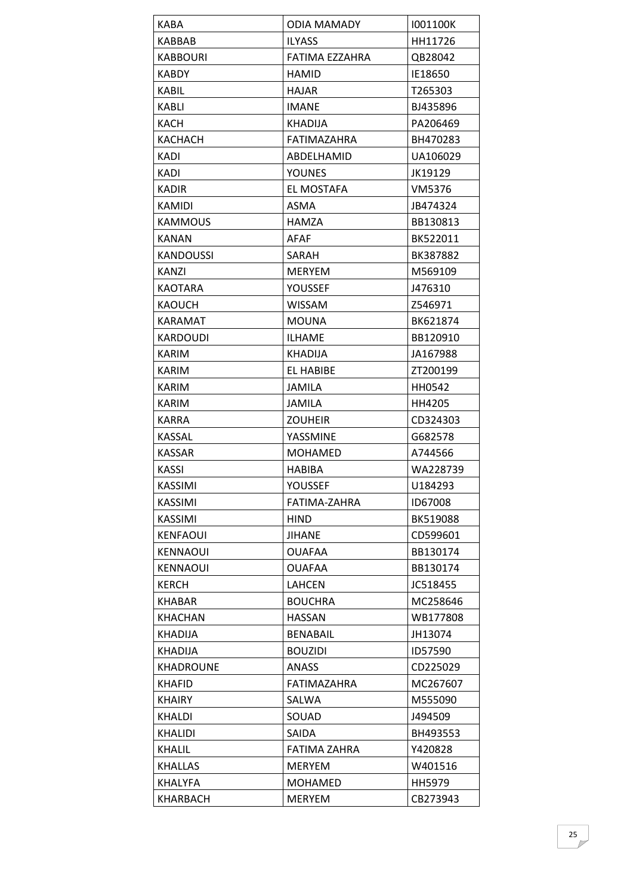| KABA | ODIA MAMADY | I001100K |
|---|---|---|
| KABBAB | ILYASS | HH11726 |
| KABBOURI | FATIMA EZZAHRA | QB28042 |
| KABDY | HAMID | IE18650 |
| KABIL | HAJAR | T265303 |
| KABLI | IMANE | BJ435896 |
| KACH | KHADIJA | PA206469 |
| KACHACH | FATIMAZAHRA | BH470283 |
| KADI | ABDELHAMID | UA106029 |
| KADI | YOUNES | JK19129 |
| KADIR | EL MOSTAFA | VM5376 |
| KAMIDI | ASMA | JB474324 |
| KAMMOUS | HAMZA | BB130813 |
| KANAN | AFAF | BK522011 |
| KANDOUSSI | SARAH | BK387882 |
| KANZI | MERYEM | M569109 |
| KAOTARA | YOUSSEF | J476310 |
| KAOUCH | WISSAM | Z546971 |
| KARAMAT | MOUNA | BK621874 |
| KARDOUDI | ILHAME | BB120910 |
| KARIM | KHADIJA | JA167988 |
| KARIM | EL HABIBE | ZT200199 |
| KARIM | JAMILA | HH0542 |
| KARIM | JAMILA | HH4205 |
| KARRA | ZOUHEIR | CD324303 |
| KASSAL | YASSMINE | G682578 |
| KASSAR | MOHAMED | A744566 |
| KASSI | HABIBA | WA228739 |
| KASSIMI | YOUSSEF | U184293 |
| KASSIMI | FATIMA-ZAHRA | ID67008 |
| KASSIMI | HIND | BK519088 |
| KENFAOUI | JIHANE | CD599601 |
| KENNAOUI | OUAFAA | BB130174 |
| KENNAOUI | OUAFAA | BB130174 |
| KERCH | LAHCEN | JC518455 |
| KHABAR | BOUCHRA | MC258646 |
| KHACHAN | HASSAN | WB177808 |
| KHADIJA | BENABAIL | JH13074 |
| KHADIJA | BOUZIDI | ID57590 |
| KHADROUNE | ANASS | CD225029 |
| KHAFID | FATIMAZAHRA | MC267607 |
| KHAIRY | SALWA | M555090 |
| KHALDI | SOUAD | J494509 |
| KHALIDI | SAIDA | BH493553 |
| KHALIL | FATIMA ZAHRA | Y420828 |
| KHALLAS | MERYEM | W401516 |
| KHALYFA | MOHAMED | HH5979 |
| KHARBACH | MERYEM | CB273943 |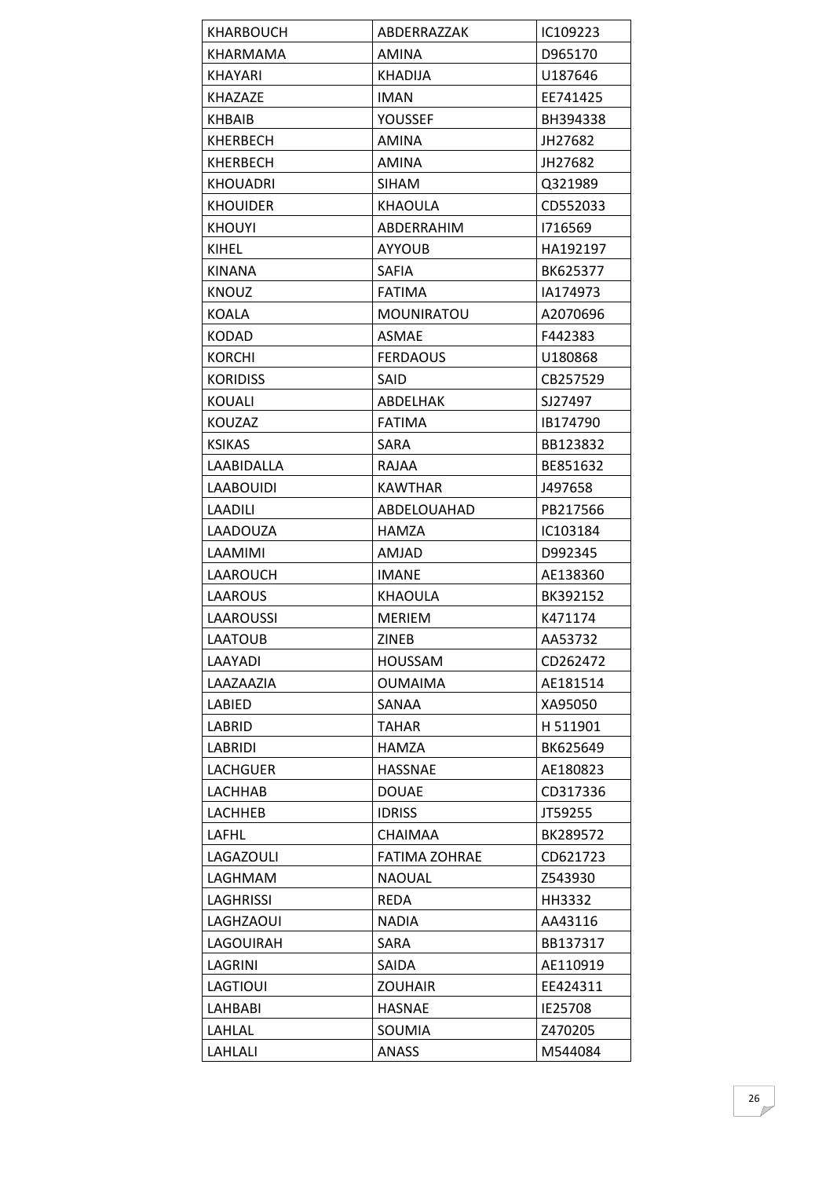| KHARBOUCH | ABDERRAZZAK | IC109223 |
|---|---|---|
| KHARMAMA | AMINA | D965170 |
| KHAYARI | KHADIJA | U187646 |
| KHAZAZE | IMAN | EE741425 |
| KHBAIB | YOUSSEF | BH394338 |
| KHERBECH | AMINA | JH27682 |
| KHERBECH | AMINA | JH27682 |
| KHOUADRI | SIHAM | Q321989 |
| KHOUIDER | KHAOULA | CD552033 |
| KHOUYI | ABDERRAHIM | I716569 |
| KIHEL | AYYOUB | HA192197 |
| KINANA | SAFIA | BK625377 |
| KNOUZ | FATIMA | IA174973 |
| KOALA | MOUNIRATOU | A2070696 |
| KODAD | ASMAE | F442383 |
| KORCHI | FERDAOUS | U180868 |
| KORIDISS | SAID | CB257529 |
| KOUALI | ABDELHAK | SJ27497 |
| KOUZAZ | FATIMA | IB174790 |
| KSIKAS | SARA | BB123832 |
| LAABIDALLA | RAJAA | BE851632 |
| LAABOUIDI | KAWTHAR | J497658 |
| LAADILI | ABDELOUAHAD | PB217566 |
| LAADOUZA | HAMZA | IC103184 |
| LAAMIMI | AMJAD | D992345 |
| LAAROUCH | IMANE | AE138360 |
| LAAROUS | KHAOULA | BK392152 |
| LAAROUSSI | MERIEM | K471174 |
| LAATOUB | ZINEB | AA53732 |
| LAAYADI | HOUSSAM | CD262472 |
| LAAZAAZIA | OUMAIMA | AE181514 |
| LABIED | SANAA | XA95050 |
| LABRID | TAHAR | H 511901 |
| LABRIDI | HAMZA | BK625649 |
| LACHGUER | HASSNAE | AE180823 |
| LACHHAB | DOUAE | CD317336 |
| LACHHEB | IDRISS | JT59255 |
| LAFHL | CHAIMAA | BK289572 |
| LAGAZOULI | FATIMA ZOHRAE | CD621723 |
| LAGHMAM | NAOUAL | Z543930 |
| LAGHRISSI | REDA | HH3332 |
| LAGHZAOUI | NADIA | AA43116 |
| LAGOUIRAH | SARA | BB137317 |
| LAGRINI | SAIDA | AE110919 |
| LAGTIOUI | ZOUHAIR | EE424311 |
| LAHBABI | HASNAE | IE25708 |
| LAHLAL | SOUMIA | Z470205 |
| LAHLALI | ANASS | M544084 |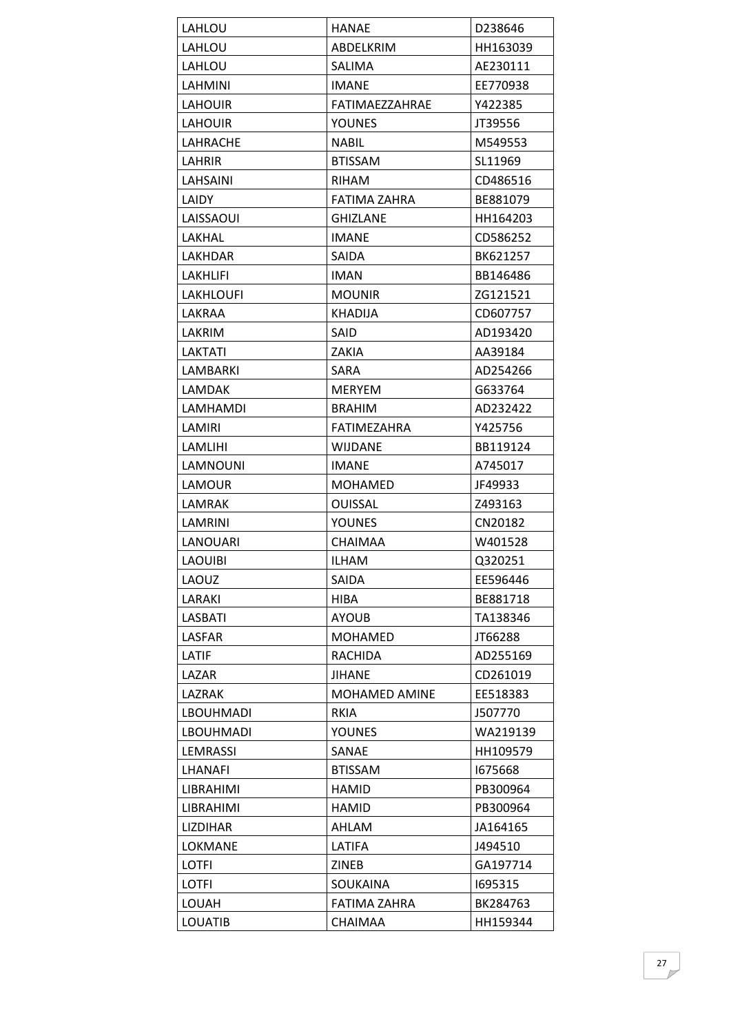| LAHLOU | HANAE | D238646 |
|---|---|---|
| LAHLOU | ABDELKRIM | HH163039 |
| LAHLOU | SALIMA | AE230111 |
| LAHMINI | IMANE | EE770938 |
| LAHOUIR | FATIMAEZZAHRAE | Y422385 |
| LAHOUIR | YOUNES | JT39556 |
| LAHRACHE | NABIL | M549553 |
| LAHRIR | BTISSAM | SL11969 |
| LAHSAINI | RIHAM | CD486516 |
| LAIDY | FATIMA ZAHRA | BE881079 |
| LAISSAOUI | GHIZLANE | HH164203 |
| LAKHAL | IMANE | CD586252 |
| LAKHDAR | SAIDA | BK621257 |
| LAKHLIFI | IMAN | BB146486 |
| LAKHLOUFI | MOUNIR | ZG121521 |
| LAKRAA | KHADIJA | CD607757 |
| LAKRIM | SAID | AD193420 |
| LAKTATI | ZAKIA | AA39184 |
| LAMBARKI | SARA | AD254266 |
| LAMDAK | MERYEM | G633764 |
| LAMHAMDI | BRAHIM | AD232422 |
| LAMIRI | FATIMEZAHRA | Y425756 |
| LAMLIHI | WIJDANE | BB119124 |
| LAMNOUNI | IMANE | A745017 |
| LAMOUR | MOHAMED | JF49933 |
| LAMRAK | OUISSAL | Z493163 |
| LAMRINI | YOUNES | CN20182 |
| LANOUARI | CHAIMAA | W401528 |
| LAOUIBI | ILHAM | Q320251 |
| LAOUZ | SAIDA | EE596446 |
| LARAKI | HIBA | BE881718 |
| LASBATI | AYOUB | TA138346 |
| LASFAR | MOHAMED | JT66288 |
| LATIF | RACHIDA | AD255169 |
| LAZAR | JIHANE | CD261019 |
| LAZRAK | MOHAMED AMINE | EE518383 |
| LBOUHMADI | RKIA | J507770 |
| LBOUHMADI | YOUNES | WA219139 |
| LEMRASSI | SANAE | HH109579 |
| LHANAFI | BTISSAM | I675668 |
| LIBRAHIMI | HAMID | PB300964 |
| LIBRAHIMI | HAMID | PB300964 |
| LIZDIHAR | AHLAM | JA164165 |
| LOKMANE | LATIFA | J494510 |
| LOTFI | ZINEB | GA197714 |
| LOTFI | SOUKAINA | I695315 |
| LOUAH | FATIMA ZAHRA | BK284763 |
| LOUATIB | CHAIMAA | HH159344 |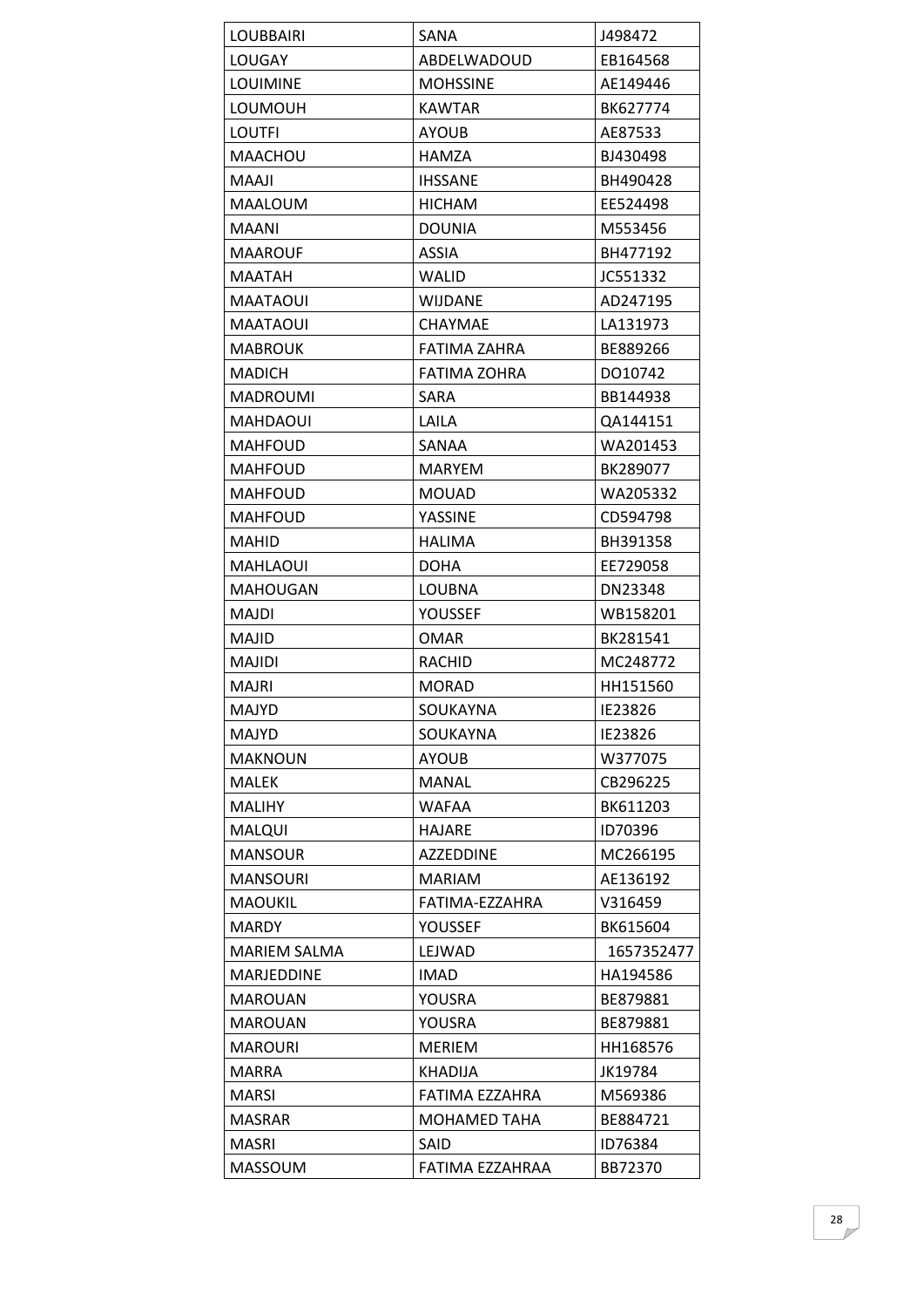| LOUBBAIRI | SANA | J498472 |
|---|---|---|
| LOUGAY | ABDELWADOUD | EB164568 |
| LOUIMINE | MOHSSINE | AE149446 |
| LOUMOUH | KAWTAR | BK627774 |
| LOUTFI | AYOUB | AE87533 |
| MAACHOU | HAMZA | BJ430498 |
| MAAJI | IHSSANE | BH490428 |
| MAALOUM | HICHAM | EE524498 |
| MAANI | DOUNIA | M553456 |
| MAAROUF | ASSIA | BH477192 |
| MAATAH | WALID | JC551332 |
| MAATAOUI | WIJDANE | AD247195 |
| MAATAOUI | CHAYMAE | LA131973 |
| MABROUK | FATIMA ZAHRA | BE889266 |
| MADICH | FATIMA ZOHRA | DO10742 |
| MADROUMI | SARA | BB144938 |
| MAHDAOUI | LAILA | QA144151 |
| MAHFOUD | SANAA | WA201453 |
| MAHFOUD | MARYEM | BK289077 |
| MAHFOUD | MOUAD | WA205332 |
| MAHFOUD | YASSINE | CD594798 |
| MAHID | HALIMA | BH391358 |
| MAHLAOUI | DOHA | EE729058 |
| MAHOUGAN | LOUBNA | DN23348 |
| MAJDI | YOUSSEF | WB158201 |
| MAJID | OMAR | BK281541 |
| MAJIDI | RACHID | MC248772 |
| MAJRI | MORAD | HH151560 |
| MAJYD | SOUKAYNA | IE23826 |
| MAJYD | SOUKAYNA | IE23826 |
| MAKNOUN | AYOUB | W377075 |
| MALEK | MANAL | CB296225 |
| MALIHY | WAFAA | BK611203 |
| MALQUI | HAJARE | ID70396 |
| MANSOUR | AZZEDDINE | MC266195 |
| MANSOURI | MARIAM | AE136192 |
| MAOUKIL | FATIMA-EZZAHRA | V316459 |
| MARDY | YOUSSEF | BK615604 |
| MARIEM SALMA | LEJWAD | 1657352477 |
| MARJEDDINE | IMAD | HA194586 |
| MAROUAN | YOUSRA | BE879881 |
| MAROUAN | YOUSRA | BE879881 |
| MAROURI | MERIEM | HH168576 |
| MARRA | KHADIJA | JK19784 |
| MARSI | FATIMA EZZAHRA | M569386 |
| MASRAR | MOHAMED TAHA | BE884721 |
| MASRI | SAID | ID76384 |
| MASSOUM | FATIMA EZZAHRAA | BB72370 |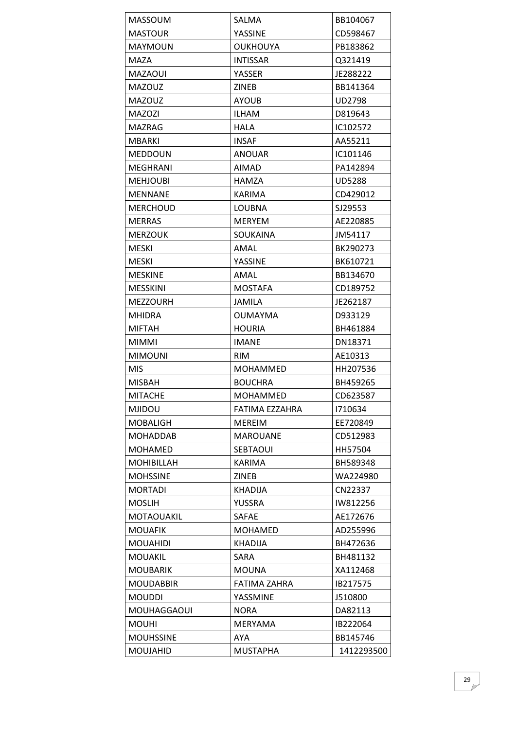| MASSOUM | SALMA | BB104067 |
|---|---|---|
| MASTOUR | YASSINE | CD598467 |
| MAYMOUN | OUKHOUYA | PB183862 |
| MAZA | INTISSAR | Q321419 |
| MAZAOUI | YASSER | JE288222 |
| MAZOUZ | ZINEB | BB141364 |
| MAZOUZ | AYOUB | UD2798 |
| MAZOZI | ILHAM | D819643 |
| MAZRAG | HALA | IC102572 |
| MBARKI | INSAF | AA55211 |
| MEDDOUN | ANOUAR | IC101146 |
| MEGHRANI | AIMAD | PA142894 |
| MEHJOUBI | HAMZA | UD5288 |
| MENNANE | KARIMA | CD429012 |
| MERCHOUD | LOUBNA | SJ29553 |
| MERRAS | MERYEM | AE220885 |
| MERZOUK | SOUKAINA | JM54117 |
| MESKI | AMAL | BK290273 |
| MESKI | YASSINE | BK610721 |
| MESKINE | AMAL | BB134670 |
| MESSKINI | MOSTAFA | CD189752 |
| MEZZOURH | JAMILA | JE262187 |
| MHIDRA | OUMAYMA | D933129 |
| MIFTAH | HOURIA | BH461884 |
| MIMMI | IMANE | DN18371 |
| MIMOUNI | RIM | AE10313 |
| MIS | MOHAMMED | HH207536 |
| MISBAH | BOUCHRA | BH459265 |
| MITACHE | MOHAMMED | CD623587 |
| MJIDOU | FATIMA EZZAHRA | I710634 |
| MOBALIGH | MEREIM | EE720849 |
| MOHADDAB | MAROUANE | CD512983 |
| MOHAMED | SEBTAOUI | HH57504 |
| MOHIBILLAH | KARIMA | BH589348 |
| MOHSSINE | ZINEB | WA224980 |
| MORTADI | KHADIJA | CN22337 |
| MOSLIH | YUSSRA | IW812256 |
| MOTAOUAKIL | SAFAE | AE172676 |
| MOUAFIK | MOHAMED | AD255996 |
| MOUAHIDI | KHADIJA | BH472636 |
| MOUAKIL | SARA | BH481132 |
| MOUBARIK | MOUNA | XA112468 |
| MOUDABBIR | FATIMA ZAHRA | IB217575 |
| MOUDDI | YASSMINE | J510800 |
| MOUHAGGAOUI | NORA | DA82113 |
| MOUHI | MERYAMA | IB222064 |
| MOUHSSINE | AYA | BB145746 |
| MOUJAHID | MUSTAPHA | 1412293500 |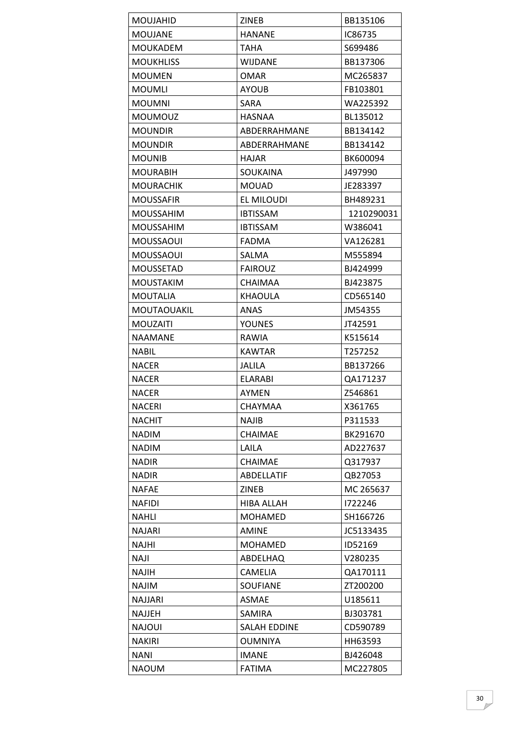| MOUJAHID | ZINEB | BB135106 |
|---|---|---|
| MOUJANE | HANANE | IC86735 |
| MOUKADEM | TAHA | S699486 |
| MOUKHLISS | WIJDANE | BB137306 |
| MOUMEN | OMAR | MC265837 |
| MOUMLI | AYOUB | FB103801 |
| MOUMNI | SARA | WA225392 |
| MOUMOUZ | HASNAA | BL135012 |
| MOUNDIR | ABDERRAHMANE | BB134142 |
| MOUNDIR | ABDERRAHMANE | BB134142 |
| MOUNIB | HAJAR | BK600094 |
| MOURABIH | SOUKAINA | J497990 |
| MOURACHIK | MOUAD | JE283397 |
| MOUSSAFIR | EL MILOUDI | BH489231 |
| MOUSSAHIM | IBTISSAM | 1210290031 |
| MOUSSAHIM | IBTISSAM | W386041 |
| MOUSSAOUI | FADMA | VA126281 |
| MOUSSAOUI | SALMA | M555894 |
| MOUSSETAD | FAIROUZ | BJ424999 |
| MOUSTAKIM | CHAIMAA | BJ423875 |
| MOUTALIA | KHAOULA | CD565140 |
| MOUTAOUAKIL | ANAS | JM54355 |
| MOUZAITI | YOUNES | JT42591 |
| NAAMANE | RAWIA | K515614 |
| NABIL | KAWTAR | T257252 |
| NACER | JALILA | BB137266 |
| NACER | ELARABI | QA171237 |
| NACER | AYMEN | Z546861 |
| NACERI | CHAYMAA | X361765 |
| NACHIT | NAJIB | P311533 |
| NADIM | CHAIMAE | BK291670 |
| NADIM | LAILA | AD227637 |
| NADIR | CHAIMAE | Q317937 |
| NADIR | ABDELLATIF | QB27053 |
| NAFAE | ZINEB | MC 265637 |
| NAFIDI | HIBA ALLAH | I722246 |
| NAHLI | MOHAMED | SH166726 |
| NAJARI | AMINE | JC5133435 |
| NAJHI | MOHAMED | ID52169 |
| NAJI | ABDELHAQ | V280235 |
| NAJIH | CAMELIA | QA170111 |
| NAJIM | SOUFIANE | ZT200200 |
| NAJJARI | ASMAE | U185611 |
| NAJJEH | SAMIRA | BJ303781 |
| NAJOUI | SALAH EDDINE | CD590789 |
| NAKIRI | OUMNIYA | HH63593 |
| NANI | IMANE | BJ426048 |
| NAOUM | FATIMA | MC227805 |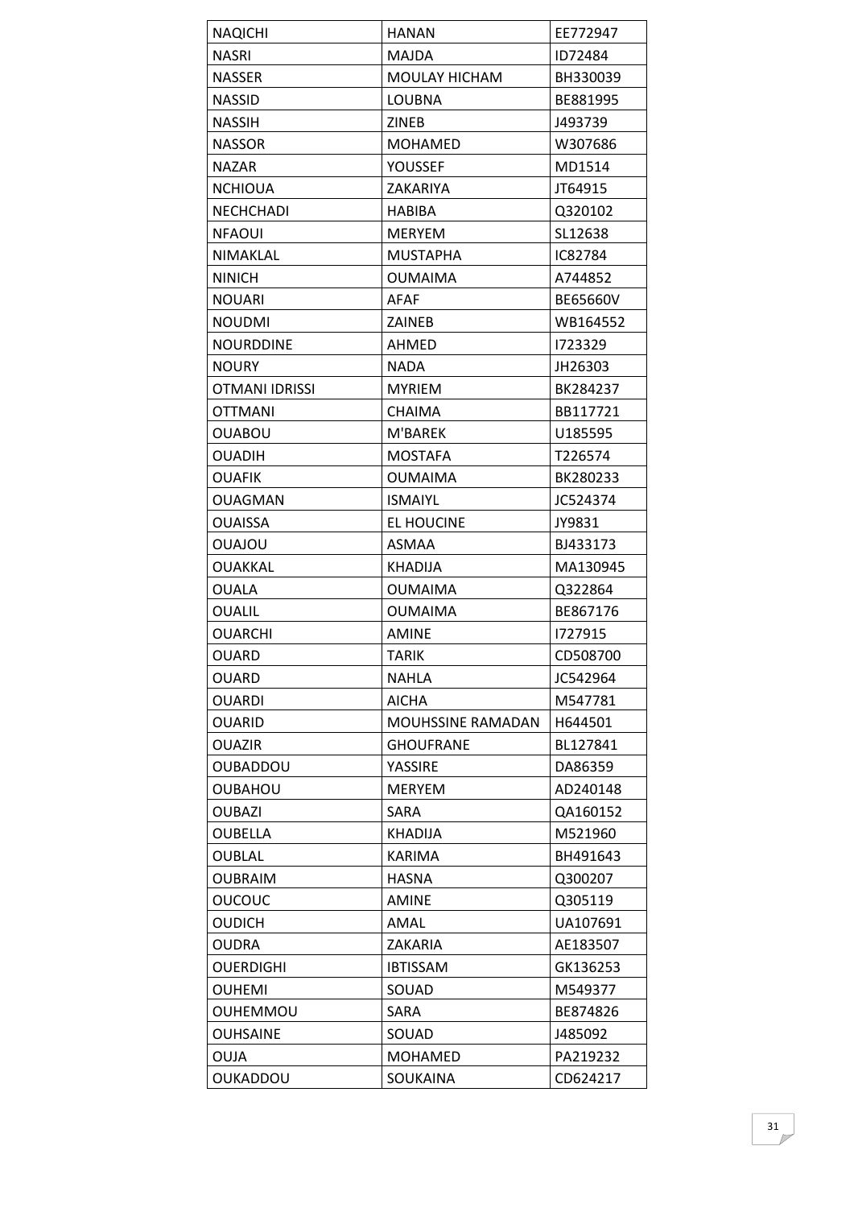| NAQICHI | HANAN | EE772947 |
|---|---|---|
| NASRI | MAJDA | ID72484 |
| NASSER | MOULAY HICHAM | BH330039 |
| NASSID | LOUBNA | BE881995 |
| NASSIH | ZINEB | J493739 |
| NASSOR | MOHAMED | W307686 |
| NAZAR | YOUSSEF | MD1514 |
| NCHIOUA | ZAKARIYA | JT64915 |
| NECHCHADI | HABIBA | Q320102 |
| NFAOUI | MERYEM | SL12638 |
| NIMAKLAL | MUSTAPHA | IC82784 |
| NINICH | OUMAIMA | A744852 |
| NOUARI | AFAF | BE65660V |
| NOUDMI | ZAINEB | WB164552 |
| NOURDDINE | AHMED | I723329 |
| NOURY | NADA | JH26303 |
| OTMANI IDRISSI | MYRIEM | BK284237 |
| OTTMANI | CHAIMA | BB117721 |
| OUABOU | M'BAREK | U185595 |
| OUADIH | MOSTAFA | T226574 |
| OUAFIK | OUMAIMA | BK280233 |
| OUAGMAN | ISMAIYL | JC524374 |
| OUAISSA | EL HOUCINE | JY9831 |
| OUAJOU | ASMAA | BJ433173 |
| OUAKKAL | KHADIJA | MA130945 |
| OUALA | OUMAIMA | Q322864 |
| OUALIL | OUMAIMA | BE867176 |
| OUARCHI | AMINE | I727915 |
| OUARD | TARIK | CD508700 |
| OUARD | NAHLA | JC542964 |
| OUARDI | AICHA | M547781 |
| OUARID | MOUHSSINE RAMADAN | H644501 |
| OUAZIR | GHOUFRANE | BL127841 |
| OUBADDOU | YASSIRE | DA86359 |
| OUBAHOU | MERYEM | AD240148 |
| OUBAZI | SARA | QA160152 |
| OUBELLA | KHADIJA | M521960 |
| OUBLAL | KARIMA | BH491643 |
| OUBRAIM | HASNA | Q300207 |
| OUCOUC | AMINE | Q305119 |
| OUDICH | AMAL | UA107691 |
| OUDRA | ZAKARIA | AE183507 |
| OUERDIGHI | IBTISSAM | GK136253 |
| OUHEMI | SOUAD | M549377 |
| OUHEMMOU | SARA | BE874826 |
| OUHSAINE | SOUAD | J485092 |
| OUJA | MOHAMED | PA219232 |
| OUKADDOU | SOUKAINA | CD624217 |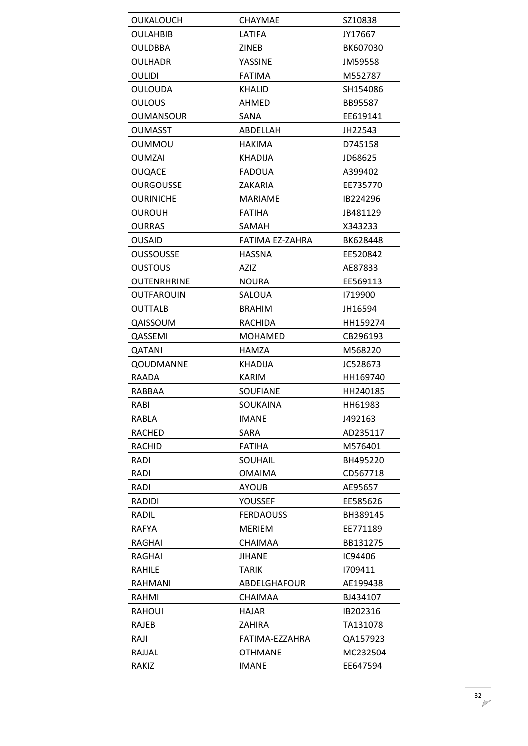| OUKALOUCH | CHAYMAE | SZ10838 |
|---|---|---|
| OULAHBIB | LATIFA | JY17667 |
| OULDBBA | ZINEB | BK607030 |
| OULHADR | YASSINE | JM59558 |
| OULIDI | FATIMA | M552787 |
| OULOUDA | KHALID | SH154086 |
| OULOUS | AHMED | BB95587 |
| OUMANSOUR | SANA | EE619141 |
| OUMASST | ABDELLAH | JH22543 |
| OUMMOU | HAKIMA | D745158 |
| OUMZAI | KHADIJA | JD68625 |
| OUQACE | FADOUA | A399402 |
| OURGOUSSE | ZAKARIA | EE735770 |
| OURINICHE | MARIAME | IB224296 |
| OUROUH | FATIHA | JB481129 |
| OURRAS | SAMAH | X343233 |
| OUSAID | FATIMA EZ-ZAHRA | BK628448 |
| OUSSOUSSE | HASSNA | EE520842 |
| OUSTOUS | AZIZ | AE87833 |
| OUTENRHRINE | NOURA | EE569113 |
| OUTFAROUIN | SALOUA | I719900 |
| OUTTALB | BRAHIM | JH16594 |
| QAISSOUM | RACHIDA | HH159274 |
| QASSEMI | MOHAMED | CB296193 |
| QATANI | HAMZA | M568220 |
| QOUDMANNE | KHADIJA | JC528673 |
| RAADA | KARIM | HH169740 |
| RABBAA | SOUFIANE | HH240185 |
| RABI | SOUKAINA | HH61983 |
| RABLA | IMANE | J492163 |
| RACHED | SARA | AD235117 |
| RACHID | FATIHA | M576401 |
| RADI | SOUHAIL | BH495220 |
| RADI | OMAIMA | CD567718 |
| RADI | AYOUB | AE95657 |
| RADIDI | YOUSSEF | EE585626 |
| RADIL | FERDAOUSS | BH389145 |
| RAFYA | MERIEM | EE771189 |
| RAGHAI | CHAIMAA | BB131275 |
| RAGHAI | JIHANE | IC94406 |
| RAHILE | TARIK | I709411 |
| RAHMANI | ABDELGHAFOUR | AE199438 |
| RAHMI | CHAIMAA | BJ434107 |
| RAHOUI | HAJAR | IB202316 |
| RAJEB | ZAHIRA | TA131078 |
| RAJI | FATIMA-EZZAHRA | QA157923 |
| RAJJAL | OTHMANE | MC232504 |
| RAKIZ | IMANE | EE647594 |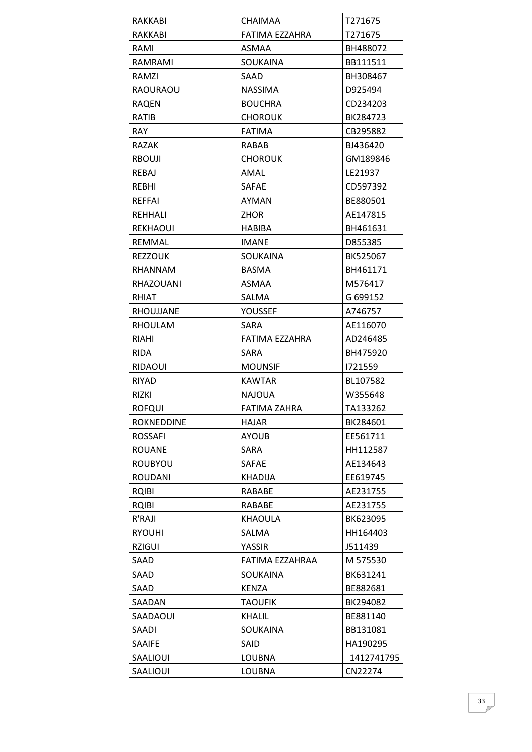| RAKKABI | CHAIMAA | T271675 |
|---|---|---|
| RAKKABI | FATIMA EZZAHRA | T271675 |
| RAMI | ASMAA | BH488072 |
| RAMRAMI | SOUKAINA | BB111511 |
| RAMZI | SAAD | BH308467 |
| RAOURAOU | NASSIMA | D925494 |
| RAQEN | BOUCHRA | CD234203 |
| RATIB | CHOROUK | BK284723 |
| RAY | FATIMA | CB295882 |
| RAZAK | RABAB | BJ436420 |
| RBOUJI | CHOROUK | GM189846 |
| REBAJ | AMAL | LE21937 |
| REBHI | SAFAE | CD597392 |
| REFFAI | AYMAN | BE880501 |
| REHHALI | ZHOR | AE147815 |
| REKHAOUI | HABIBA | BH461631 |
| REMMAL | IMANE | D855385 |
| REZZOUK | SOUKAINA | BK525067 |
| RHANNAM | BASMA | BH461171 |
| RHAZOUANI | ASMAA | M576417 |
| RHIAT | SALMA | G 699152 |
| RHOUJJANE | YOUSSEF | A746757 |
| RHOULAM | SARA | AE116070 |
| RIAHI | FATIMA EZZAHRA | AD246485 |
| RIDA | SARA | BH475920 |
| RIDAOUI | MOUNSIF | I721559 |
| RIYAD | KAWTAR | BL107582 |
| RIZKI | NAJOUA | W355648 |
| ROFQUI | FATIMA ZAHRA | TA133262 |
| ROKNEDDINE | HAJAR | BK284601 |
| ROSSAFI | AYOUB | EE561711 |
| ROUANE | SARA | HH112587 |
| ROUBYOU | SAFAE | AE134643 |
| ROUDANI | KHADIJA | EE619745 |
| RQIBI | RABABE | AE231755 |
| RQIBI | RABABE | AE231755 |
| R'RAJI | KHAOULA | BK623095 |
| RYOUHI | SALMA | HH164403 |
| RZIGUI | YASSIR | J511439 |
| SAAD | FATIMA EZZAHRAA | M 575530 |
| SAAD | SOUKAINA | BK631241 |
| SAAD | KENZA | BE882681 |
| SAADAN | TAOUFIK | BK294082 |
| SAADAOUI | KHALIL | BE881140 |
| SAADI | SOUKAINA | BB131081 |
| SAAIFE | SAID | HA190295 |
| SAALIOUI | LOUBNA | 1412741795 |
| SAALIOUI | LOUBNA | CN22274 |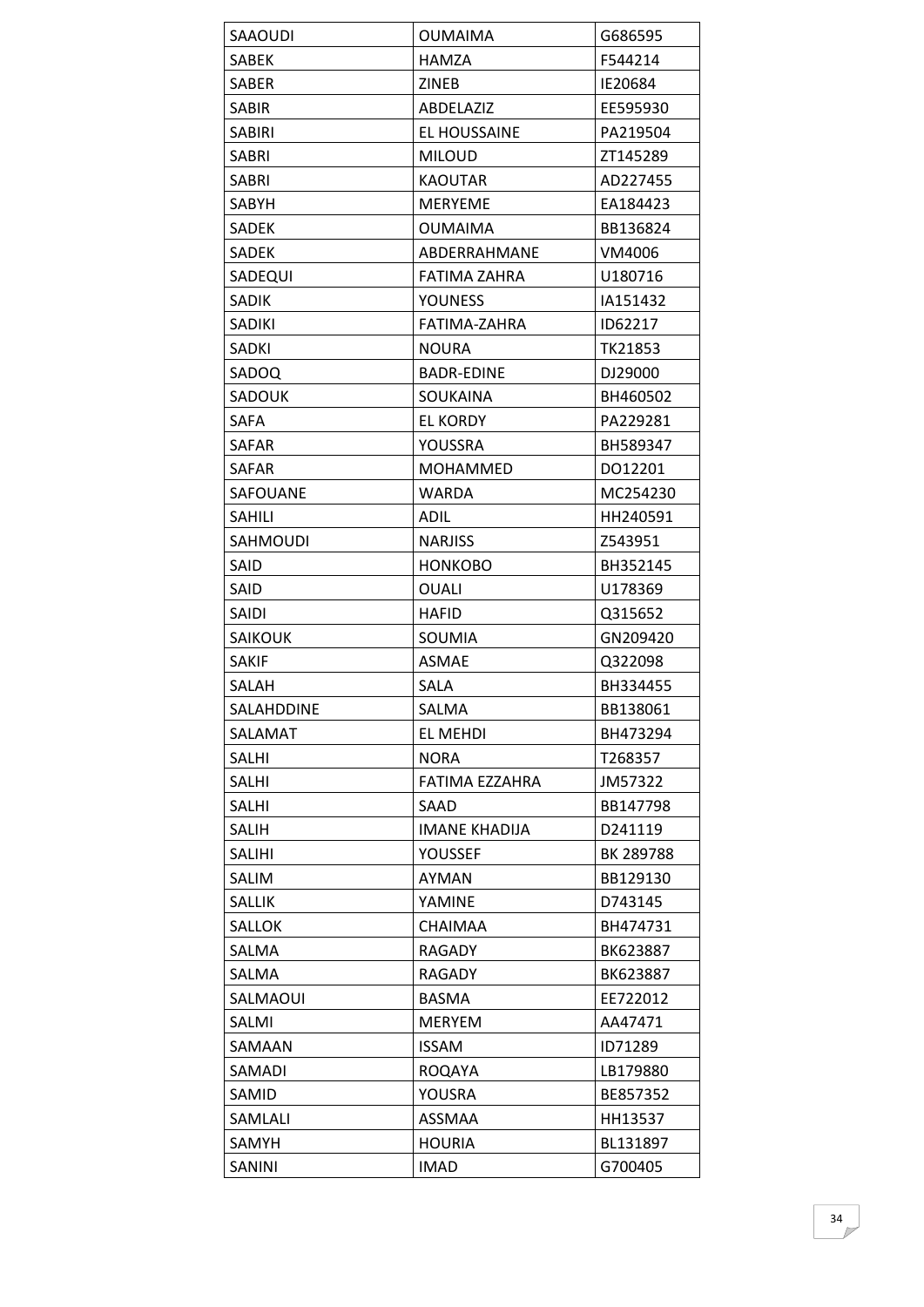| SAAOUDI | OUMAIMA | G686595 |
|---|---|---|
| SABEK | HAMZA | F544214 |
| SABER | ZINEB | IE20684 |
| SABIR | ABDELAZIZ | EE595930 |
| SABIRI | EL HOUSSAINE | PA219504 |
| SABRI | MILOUD | ZT145289 |
| SABRI | KAOUTAR | AD227455 |
| SABYH | MERYEME | EA184423 |
| SADEK | OUMAIMA | BB136824 |
| SADEK | ABDERRAHMANE | VM4006 |
| SADEQUI | FATIMA ZAHRA | U180716 |
| SADIK | YOUNESS | IA151432 |
| SADIKI | FATIMA-ZAHRA | ID62217 |
| SADKI | NOURA | TK21853 |
| SADOQ | BADR-EDINE | DJ29000 |
| SADOUK | SOUKAINA | BH460502 |
| SAFA | EL KORDY | PA229281 |
| SAFAR | YOUSSRA | BH589347 |
| SAFAR | MOHAMMED | DO12201 |
| SAFOUANE | WARDA | MC254230 |
| SAHILI | ADIL | HH240591 |
| SAHMOUDI | NARJISS | Z543951 |
| SAID | HONKOBO | BH352145 |
| SAID | OUALI | U178369 |
| SAIDI | HAFID | Q315652 |
| SAIKOUK | SOUMIA | GN209420 |
| SAKIF | ASMAE | Q322098 |
| SALAH | SALA | BH334455 |
| SALAHDDINE | SALMA | BB138061 |
| SALAMAT | EL MEHDI | BH473294 |
| SALHI | NORA | T268357 |
| SALHI | FATIMA EZZAHRA | JM57322 |
| SALHI | SAAD | BB147798 |
| SALIH | IMANE KHADIJA | D241119 |
| SALIHI | YOUSSEF | BK 289788 |
| SALIM | AYMAN | BB129130 |
| SALLIK | YAMINE | D743145 |
| SALLOK | CHAIMAA | BH474731 |
| SALMA | RAGADY | BK623887 |
| SALMA | RAGADY | BK623887 |
| SALMAOUI | BASMA | EE722012 |
| SALMI | MERYEM | AA47471 |
| SAMAAN | ISSAM | ID71289 |
| SAMADI | ROQAYA | LB179880 |
| SAMID | YOUSRA | BE857352 |
| SAMLALI | ASSMAA | HH13537 |
| SAMYH | HOURIA | BL131897 |
| SANINI | IMAD | G700405 |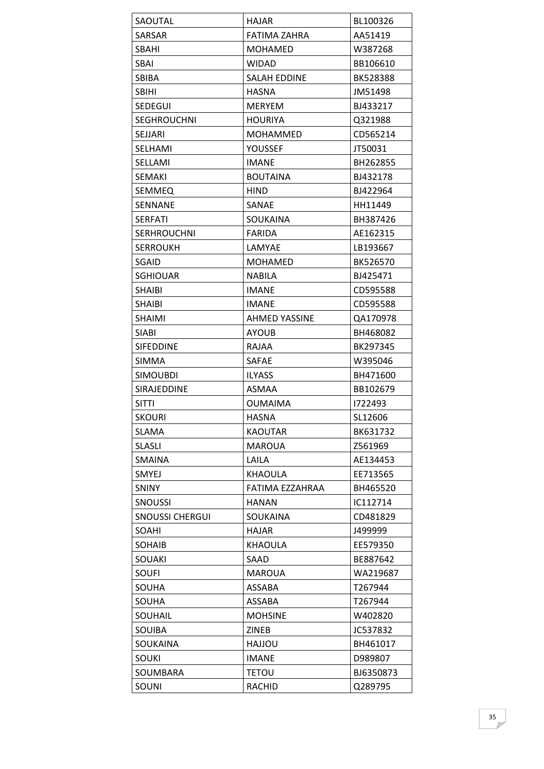| SAOUTAL | HAJAR | BL100326 |
|---|---|---|
| SARSAR | FATIMA ZAHRA | AA51419 |
| SBAHI | MOHAMED | W387268 |
| SBAI | WIDAD | BB106610 |
| SBIBA | SALAH EDDINE | BK528388 |
| SBIHI | HASNA | JM51498 |
| SEDEGUI | MERYEM | BJ433217 |
| SEGHROUCHNI | HOURIYA | Q321988 |
| SEJJARI | MOHAMMED | CD565214 |
| SELHAMI | YOUSSEF | JT50031 |
| SELLAMI | IMANE | BH262855 |
| SEMAKI | BOUTAINA | BJ432178 |
| SEMMEQ | HIND | BJ422964 |
| SENNANE | SANAE | HH11449 |
| SERFATI | SOUKAINA | BH387426 |
| SERHROUCHNI | FARIDA | AE162315 |
| SERROUKH | LAMYAE | LB193667 |
| SGAID | MOHAMED | BK526570 |
| SGHIOUAR | NABILA | BJ425471 |
| SHAIBI | IMANE | CD595588 |
| SHAIBI | IMANE | CD595588 |
| SHAIMI | AHMED YASSINE | QA170978 |
| SIABI | AYOUB | BH468082 |
| SIFEDDINE | RAJAA | BK297345 |
| SIMMA | SAFAE | W395046 |
| SIMOUBDI | ILYASS | BH471600 |
| SIRAJEDDINE | ASMAA | BB102679 |
| SITTI | OUMAIMA | I722493 |
| SKOURI | HASNA | SL12606 |
| SLAMA | KAOUTAR | BK631732 |
| SLASLI | MAROUA | Z561969 |
| SMAINA | LAILA | AE134453 |
| SMYEJ | KHAOULA | EE713565 |
| SNINY | FATIMA EZZAHRAA | BH465520 |
| SNOUSSI | HANAN | IC112714 |
| SNOUSSI CHERGUI | SOUKAINA | CD481829 |
| SOAHI | HAJAR | J499999 |
| SOHAIB | KHAOULA | EE579350 |
| SOUAKI | SAAD | BE887642 |
| SOUFI | MAROUA | WA219687 |
| SOUHA | ASSABA | T267944 |
| SOUHA | ASSABA | T267944 |
| SOUHAIL | MOHSINE | W402820 |
| SOUIBA | ZINEB | JC537832 |
| SOUKAINA | HAJJOU | BH461017 |
| SOUKI | IMANE | D989807 |
| SOUMBARA | TETOU | BJ6350873 |
| SOUNI | RACHID | Q289795 |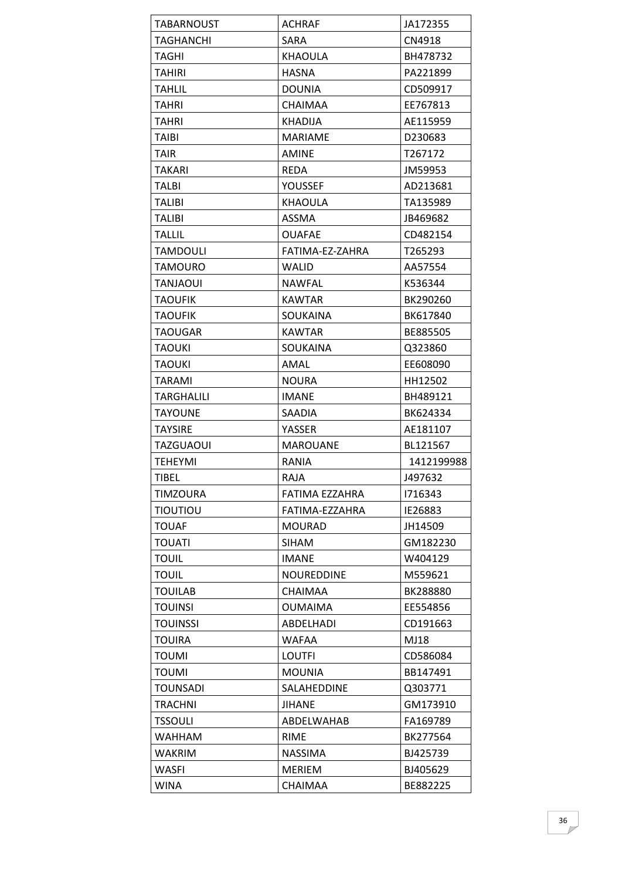| TABARNOUST | ACHRAF | JA172355 |
|---|---|---|
| TAGHANCHI | SARA | CN4918 |
| TAGHI | KHAOULA | BH478732 |
| TAHIRI | HASNA | PA221899 |
| TAHLIL | DOUNIA | CD509917 |
| TAHRI | CHAIMAA | EE767813 |
| TAHRI | KHADIJA | AE115959 |
| TAIBI | MARIAME | D230683 |
| TAIR | AMINE | T267172 |
| TAKARI | REDA | JM59953 |
| TALBI | YOUSSEF | AD213681 |
| TALIBI | KHAOULA | TA135989 |
| TALIBI | ASSMA | JB469682 |
| TALLIL | OUAFAE | CD482154 |
| TAMDOULI | FATIMA-EZ-ZAHRA | T265293 |
| TAMOURO | WALID | AA57554 |
| TANJAOUI | NAWFAL | K536344 |
| TAOUFIK | KAWTAR | BK290260 |
| TAOUFIK | SOUKAINA | BK617840 |
| TAOUGAR | KAWTAR | BE885505 |
| TAOUKI | SOUKAINA | Q323860 |
| TAOUKI | AMAL | EE608090 |
| TARAMI | NOURA | HH12502 |
| TARGHALILI | IMANE | BH489121 |
| TAYOUNE | SAADIA | BK624334 |
| TAYSIRE | YASSER | AE181107 |
| TAZGUAOUI | MAROUANE | BL121567 |
| TEHEYMI | RANIA | 1412199988 |
| TIBEL | RAJA | J497632 |
| TIMZOURA | FATIMA EZZAHRA | I716343 |
| TIOUTIOU | FATIMA-EZZAHRA | IE26883 |
| TOUAF | MOURAD | JH14509 |
| TOUATI | SIHAM | GM182230 |
| TOUIL | IMANE | W404129 |
| TOUIL | NOUREDDINE | M559621 |
| TOUILAB | CHAIMAA | BK288880 |
| TOUINSI | OUMAIMA | EE554856 |
| TOUINSSI | ABDELHADI | CD191663 |
| TOUIRA | WAFAA | MJ18 |
| TOUMI | LOUTFI | CD586084 |
| TOUMI | MOUNIA | BB147491 |
| TOUNSADI | SALAHEDDINE | Q303771 |
| TRACHNI | JIHANE | GM173910 |
| TSSOULI | ABDELWAHAB | FA169789 |
| WAHHAM | RIME | BK277564 |
| WAKRIM | NASSIMA | BJ425739 |
| WASFI | MERIEM | BJ405629 |
| WINA | CHAIMAA | BE882225 |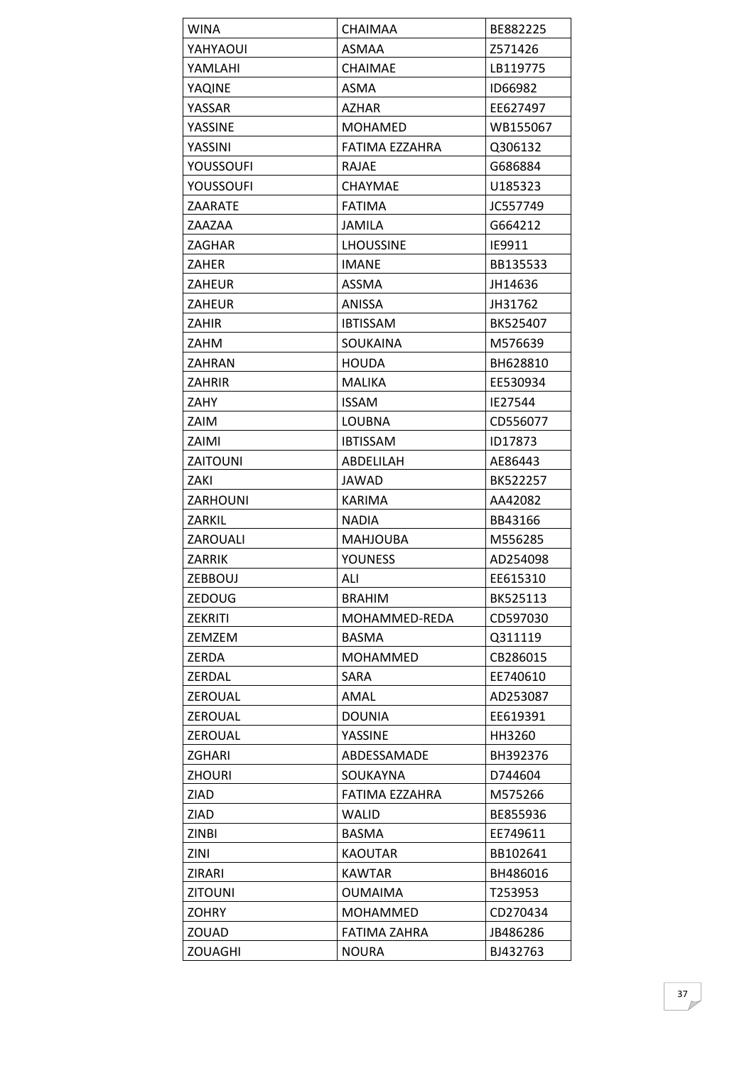| WINA | CHAIMAA | BE882225 |
|---|---|---|
| YAHYAOUI | ASMAA | Z571426 |
| YAMLAHI | CHAIMAE | LB119775 |
| YAQINE | ASMA | ID66982 |
| YASSAR | AZHAR | EE627497 |
| YASSINE | MOHAMED | WB155067 |
| YASSINI | FATIMA EZZAHRA | Q306132 |
| YOUSSOUFI | RAJAE | G686884 |
| YOUSSOUFI | CHAYMAE | U185323 |
| ZAARATE | FATIMA | JC557749 |
| ZAAZAA | JAMILA | G664212 |
| ZAGHAR | LHOUSSINE | IE9911 |
| ZAHER | IMANE | BB135533 |
| ZAHEUR | ASSMA | JH14636 |
| ZAHEUR | ANISSA | JH31762 |
| ZAHIR | IBTISSAM | BK525407 |
| ZAHM | SOUKAINA | M576639 |
| ZAHRAN | HOUDA | BH628810 |
| ZAHRIR | MALIKA | EE530934 |
| ZAHY | ISSAM | IE27544 |
| ZAIM | LOUBNA | CD556077 |
| ZAIMI | IBTISSAM | ID17873 |
| ZAITOUNI | ABDELILAH | AE86443 |
| ZAKI | JAWAD | BK522257 |
| ZARHOUNI | KARIMA | AA42082 |
| ZARKIL | NADIA | BB43166 |
| ZAROUALI | MAHJOUBA | M556285 |
| ZARRIK | YOUNESS | AD254098 |
| ZEBBOUJ | ALI | EE615310 |
| ZEDOUG | BRAHIM | BK525113 |
| ZEKRITI | MOHAMMED-REDA | CD597030 |
| ZEMZEM | BASMA | Q311119 |
| ZERDA | MOHAMMED | CB286015 |
| ZERDAL | SARA | EE740610 |
| ZEROUAL | AMAL | AD253087 |
| ZEROUAL | DOUNIA | EE619391 |
| ZEROUAL | YASSINE | HH3260 |
| ZGHARI | ABDESSAMADE | BH392376 |
| ZHOURI | SOUKAYNA | D744604 |
| ZIAD | FATIMA EZZAHRA | M575266 |
| ZIAD | WALID | BE855936 |
| ZINBI | BASMA | EE749611 |
| ZINI | KAOUTAR | BB102641 |
| ZIRARI | KAWTAR | BH486016 |
| ZITOUNI | OUMAIMA | T253953 |
| ZOHRY | MOHAMMED | CD270434 |
| ZOUAD | FATIMA ZAHRA | JB486286 |
| ZOUAGHI | NOURA | BJ432763 |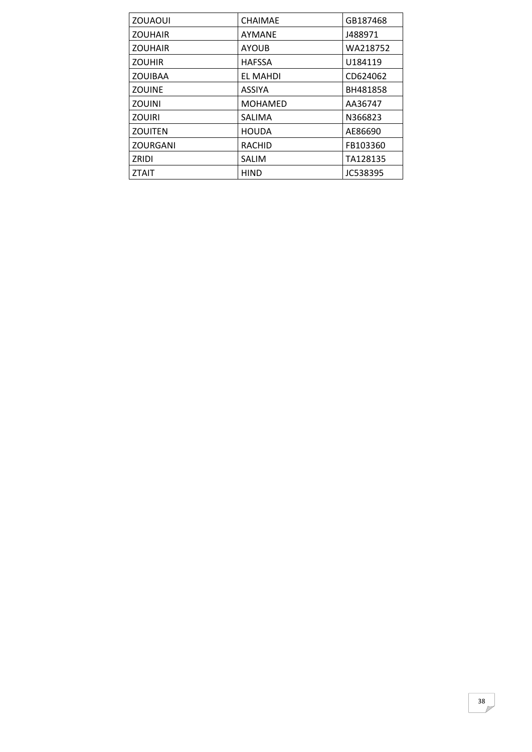| | | |
|---|---|---|
| ZOUAOUI | CHAIMAE | GB187468 |
| ZOUHAIR | AYMANE | J488971 |
| ZOUHAIR | AYOUB | WA218752 |
| ZOUHIR | HAFSSA | U184119 |
| ZOUIBAA | EL MAHDI | CD624062 |
| ZOUINE | ASSIYA | BH481858 |
| ZOUINI | MOHAMED | AA36747 |
| ZOUIRI | SALIMA | N366823 |
| ZOUITEN | HOUDA | AE86690 |
| ZOURGANI | RACHID | FB103360 |
| ZRIDI | SALIM | TA128135 |
| ZTAIT | HIND | JC538395 |